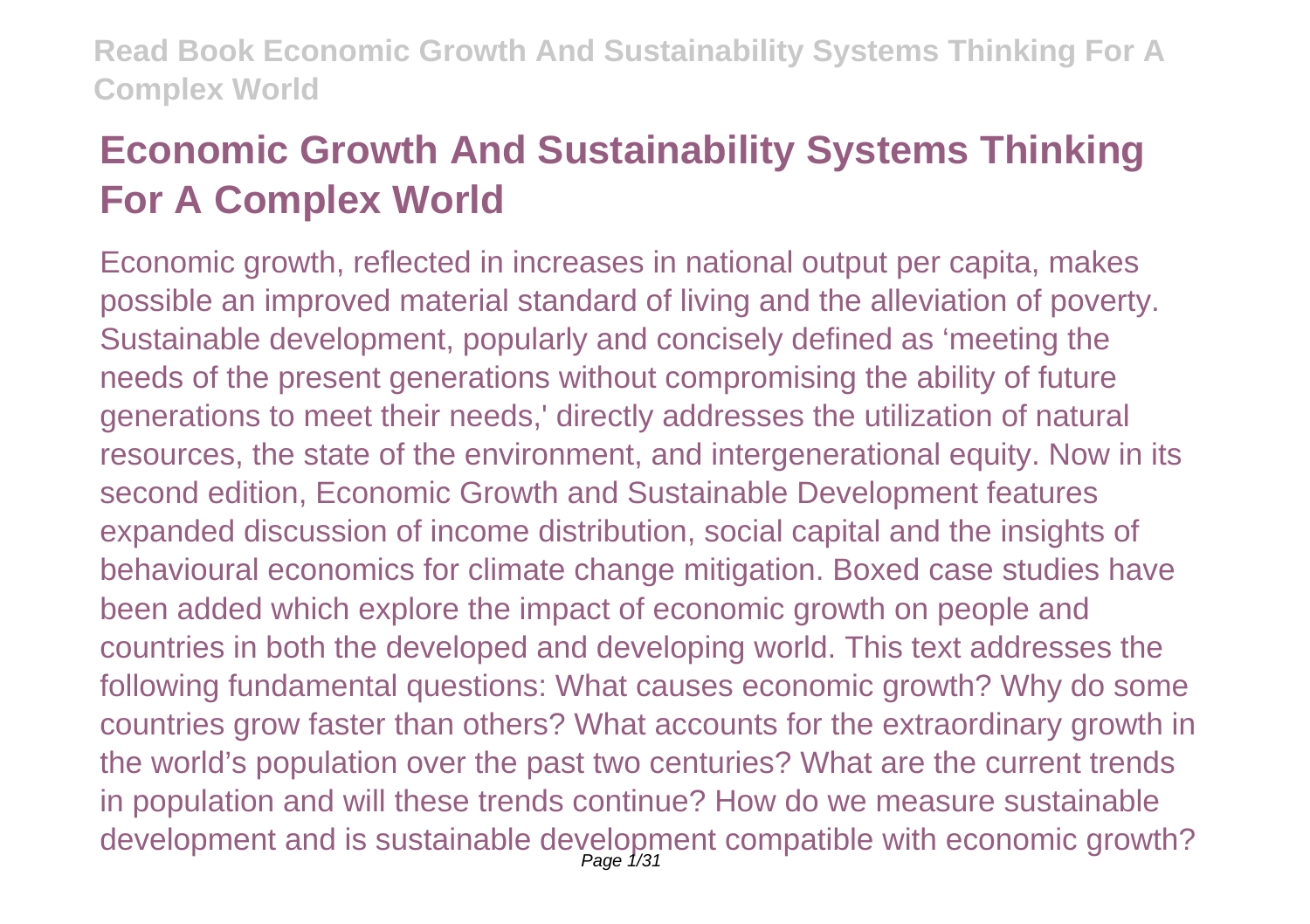# Economic Growth And Sustainability Systems Thinking For A Complex World

Economic growth, reflected in increases in national output per capita, makes possible an improved material standard of living and the alleviation of poverty. Sustainable development, popularly and concisely defined as 'meeting the needs of the present generations without compromising the ability of future generations to meet their needs,' directly addresses the utilization of natural resources, the state of the environment, and intergenerational equity. Now in its second edition, Economic Growth and Sustainable Development features expanded discussion of income distribution, social capital and the insights of behavioural economics for climate change mitigation. Boxed case studies have been added which explore the impact of economic growth on people and countries in both the developed and developing world. This text addresses the following fundamental questions: What causes economic growth? Why do some countries grow faster than others? What accounts for the extraordinary growth in the world's population over the past two centuries? What are the current trends in population and will these trends continue? How do we measure sustainable development and is sustainable development compatible with economic growth?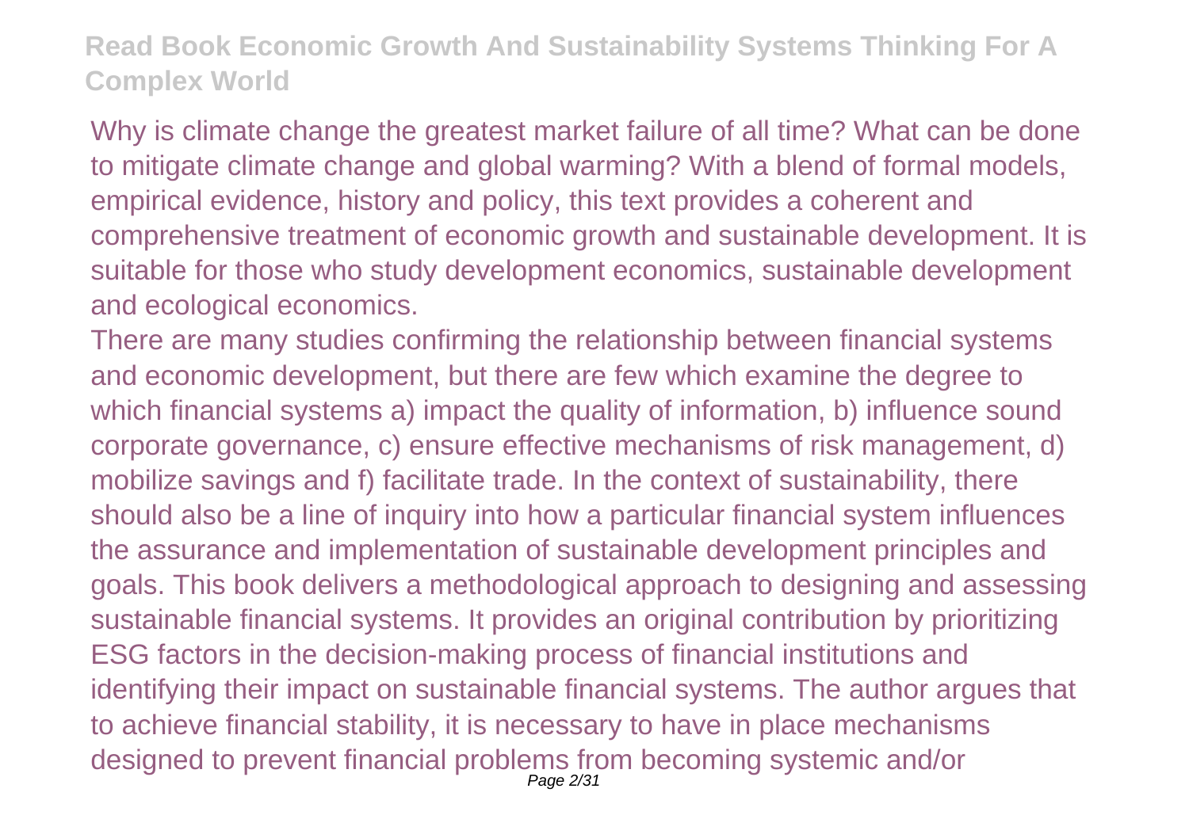Why is climate change the greatest market failure of all time? What can be done to mitigate climate change and global warming? With a blend of formal models, empirical evidence, history and policy, this text provides a coherent and comprehensive treatment of economic growth and sustainable development. It is suitable for those who study development economics, sustainable development and ecological economics.

There are many studies confirming the relationship between financial systems and economic development, but there are few which examine the degree to which financial systems a) impact the quality of information, b) influence sound corporate governance, c) ensure effective mechanisms of risk management, d) mobilize savings and f) facilitate trade. In the context of sustainability, there should also be a line of inquiry into how a particular financial system influences the assurance and implementation of sustainable development principles and goals. This book delivers a methodological approach to designing and assessing sustainable financial systems. It provides an original contribution by prioritizing ESG factors in the decision-making process of financial institutions and identifying their impact on sustainable financial systems. The author argues that to achieve financial stability, it is necessary to have in place mechanisms designed to prevent financial problems from becoming systemic and/or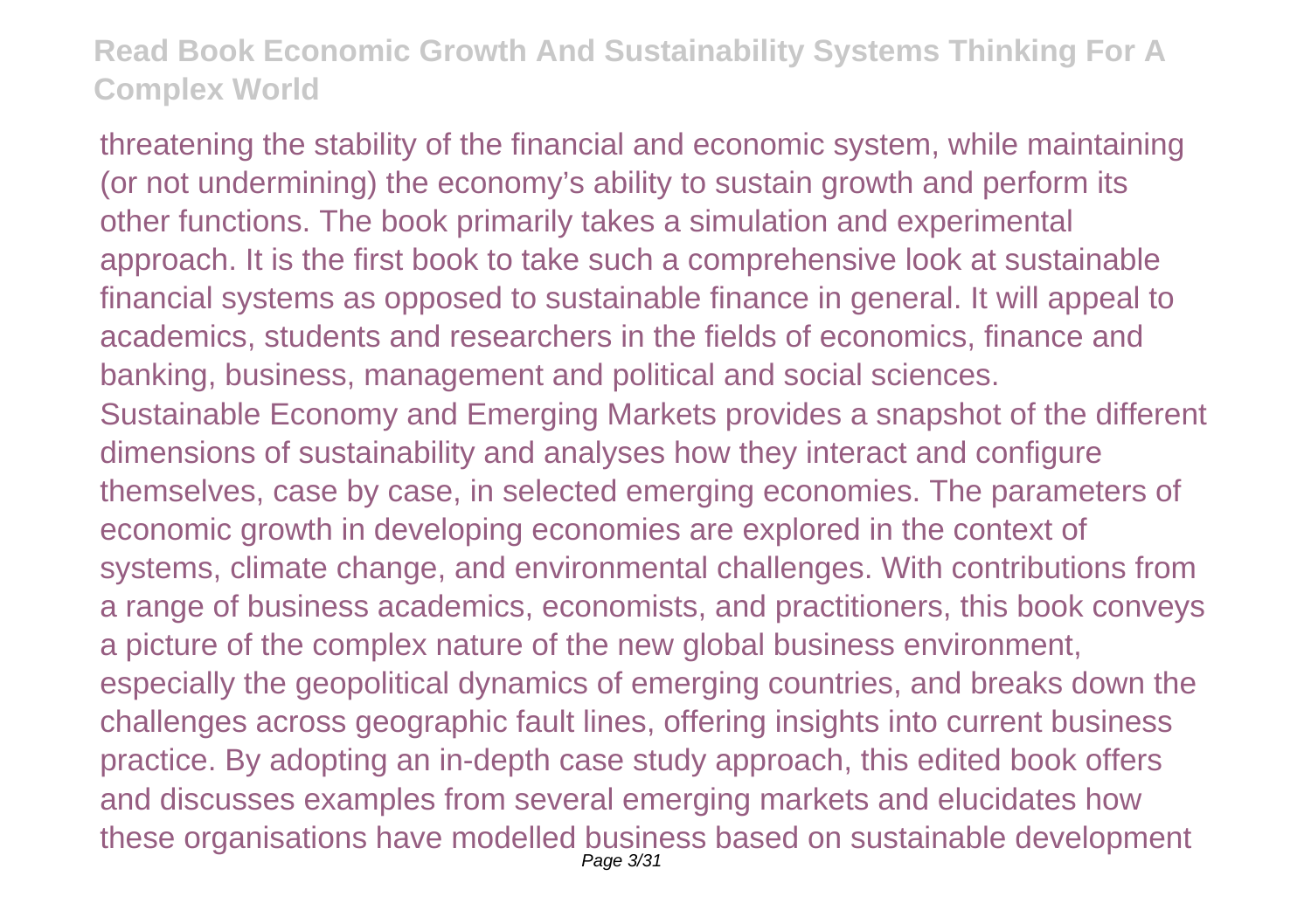threatening the stability of the financial and economic system, while maintaining (or not undermining) the economy's ability to sustain growth and perform its other functions. The book primarily takes a simulation and experimental approach. It is the first book to take such a comprehensive look at sustainable financial systems as opposed to sustainable finance in general. It will appeal to academics, students and researchers in the fields of economics, finance and banking, business, management and political and social sciences.

Sustainable Economy and Emerging Markets provides a snapshot of the different dimensions of sustainability and analyses how they interact and configure themselves, case by case, in selected emerging economies. The parameters of economic growth in developing economies are explored in the context of systems, climate change, and environmental challenges. With contributions from a range of business academics, economists, and practitioners, this book conveys a picture of the complex nature of the new global business environment, especially the geopolitical dynamics of emerging countries, and breaks down the challenges across geographic fault lines, offering insights into current business practice. By adopting an in-depth case study approach, this edited book offers and discusses examples from several emerging markets and elucidates how these organisations have modelled business based on sustainable development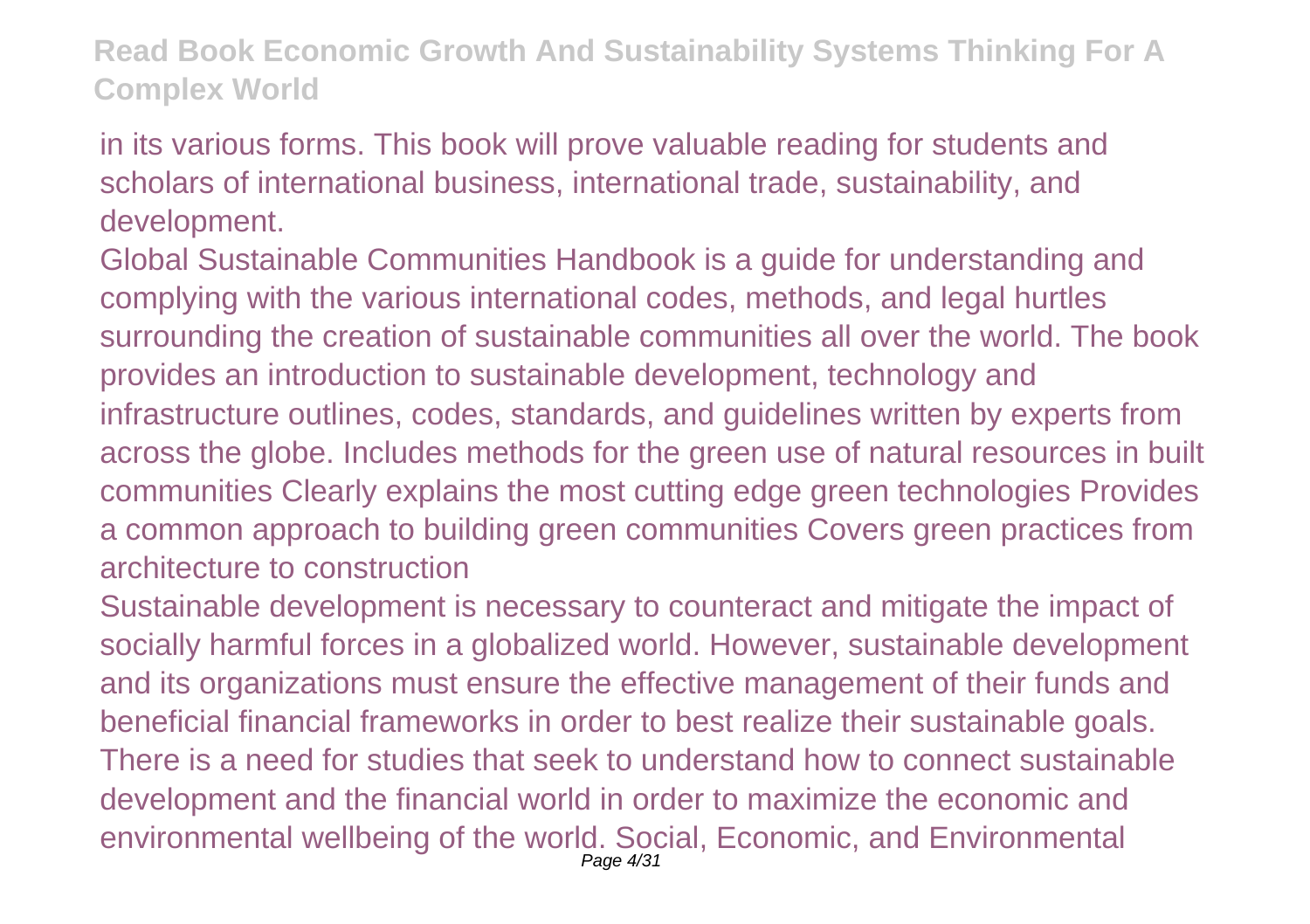in its various forms. This book will prove valuable reading for students and scholars of international business, international trade, sustainability, and development.

Global Sustainable Communities Handbook is a guide for understanding and complying with the various international codes, methods, and legal hurtles surrounding the creation of sustainable communities all over the world. The book provides an introduction to sustainable development, technology and infrastructure outlines, codes, standards, and guidelines written by experts from across the globe. Includes methods for the green use of natural resources in built communities Clearly explains the most cutting edge green technologies Provides a common approach to building green communities Covers green practices from architecture to construction

Sustainable development is necessary to counteract and mitigate the impact of socially harmful forces in a globalized world. However, sustainable development and its organizations must ensure the effective management of their funds and beneficial financial frameworks in order to best realize their sustainable goals. There is a need for studies that seek to understand how to connect sustainable development and the financial world in order to maximize the economic and environmental wellbeing of the world. Social, Economic, and Environmental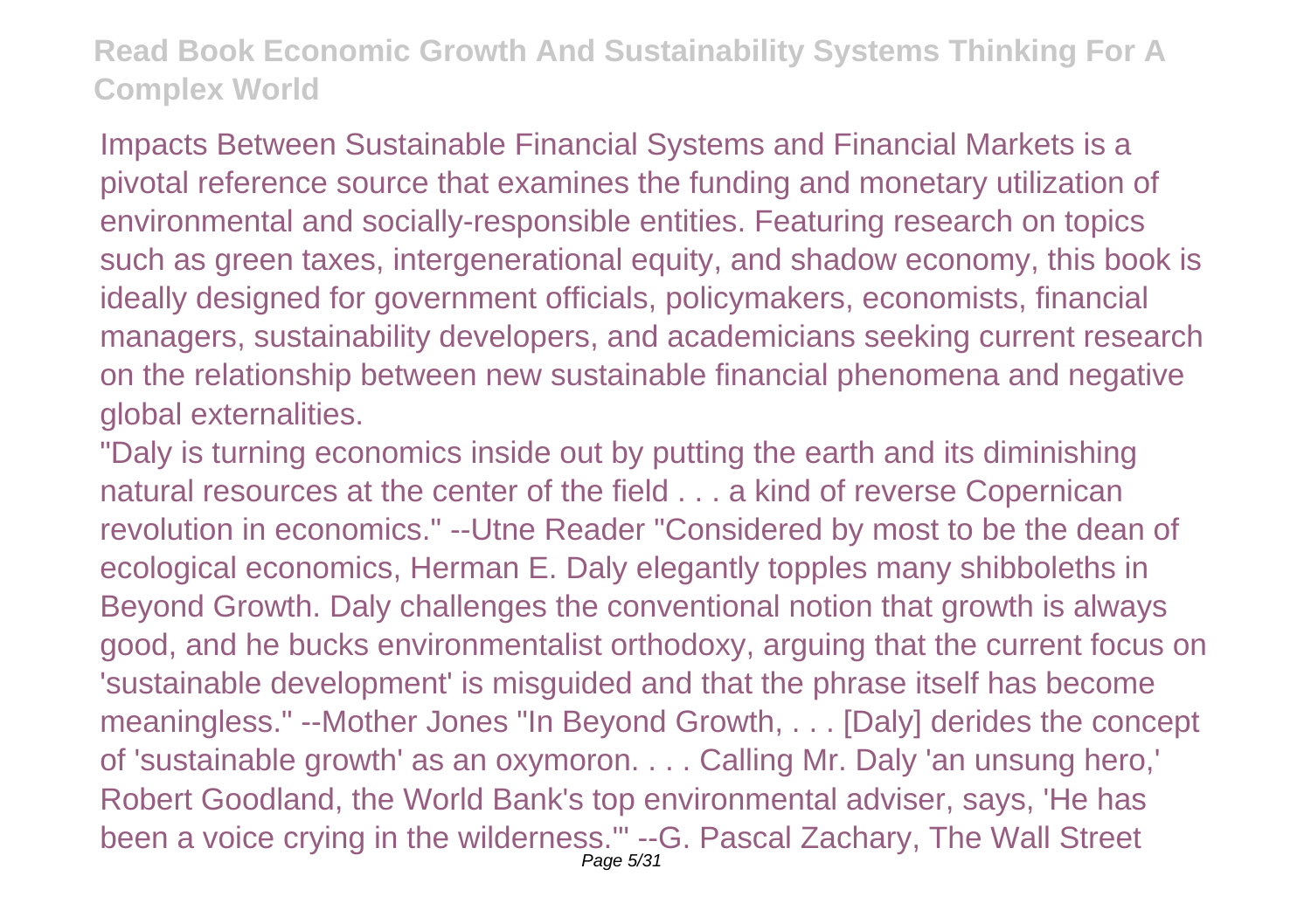Impacts Between Sustainable Financial Systems and Financial Markets is a pivotal reference source that examines the funding and monetary utilization of environmental and socially-responsible entities. Featuring research on topics such as green taxes, intergenerational equity, and shadow economy, this book is ideally designed for government officials, policymakers, economists, financial managers, sustainability developers, and academicians seeking current research on the relationship between new sustainable financial phenomena and negative global externalities.

"Daly is turning economics inside out by putting the earth and its diminishing natural resources at the center of the field . . . a kind of reverse Copernican revolution in economics." --Utne Reader "Considered by most to be the dean of ecological economics, Herman E. Daly elegantly topples many shibboleths in Beyond Growth. Daly challenges the conventional notion that growth is always good, and he bucks environmentalist orthodoxy, arguing that the current focus on 'sustainable development' is misguided and that the phrase itself has become meaningless." --Mother Jones "In Beyond Growth, . . . [Daly] derides the concept of 'sustainable growth' as an oxymoron. . . . Calling Mr. Daly 'an unsung hero,' Robert Goodland, the World Bank's top environmental adviser, says, 'He has been a voice crying in the wilderness.'" --G. Pascal Zachary, The Wall Street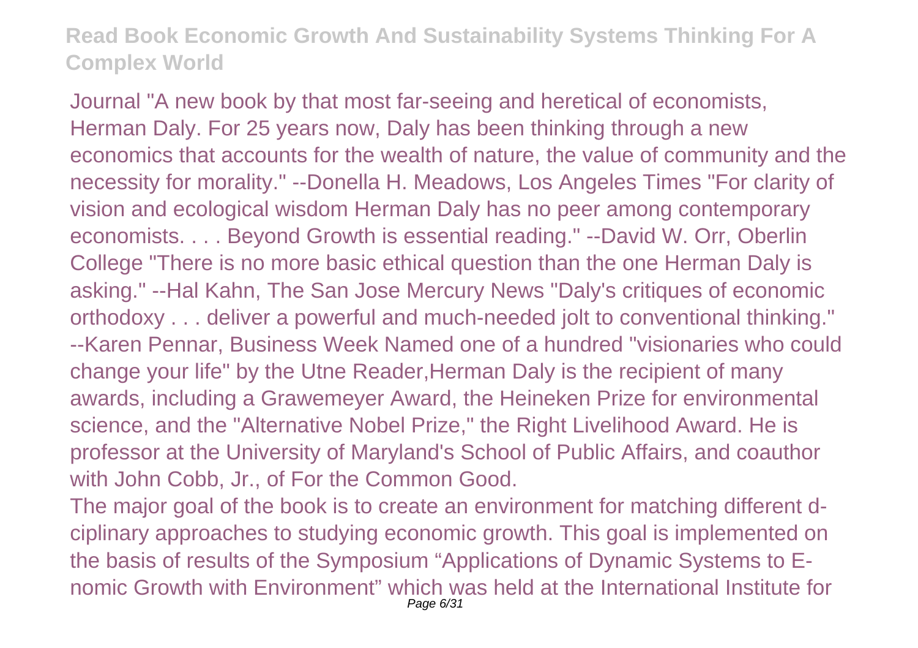Journal "A new book by that most far-seeing and heretical of economists, Herman Daly. For 25 years now, Daly has been thinking through a new economics that accounts for the wealth of nature, the value of community and the necessity for morality." --Donella H. Meadows, Los Angeles Times "For clarity of vision and ecological wisdom Herman Daly has no peer among contemporary economists. . . . Beyond Growth is essential reading." --David W. Orr, Oberlin College "There is no more basic ethical question than the one Herman Daly is asking." --Hal Kahn, The San Jose Mercury News "Daly's critiques of economic orthodoxy . . . deliver a powerful and much-needed jolt to conventional thinking." --Karen Pennar, Business Week Named one of a hundred "visionaries who could change your life" by the Utne Reader,Herman Daly is the recipient of many awards, including a Grawemeyer Award, the Heineken Prize for environmental science, and the "Alternative Nobel Prize," the Right Livelihood Award. He is professor at the University of Maryland's School of Public Affairs, and coauthor with John Cobb, Jr., of For the Common Good.

The major goal of the book is to create an environment for matching different d-ciplinary approaches to studying economic growth. This goal is implemented on the basis of results of the Symposium "Applications of Dynamic Systems to E-nomic Growth with Environment" which was held at the International Institute for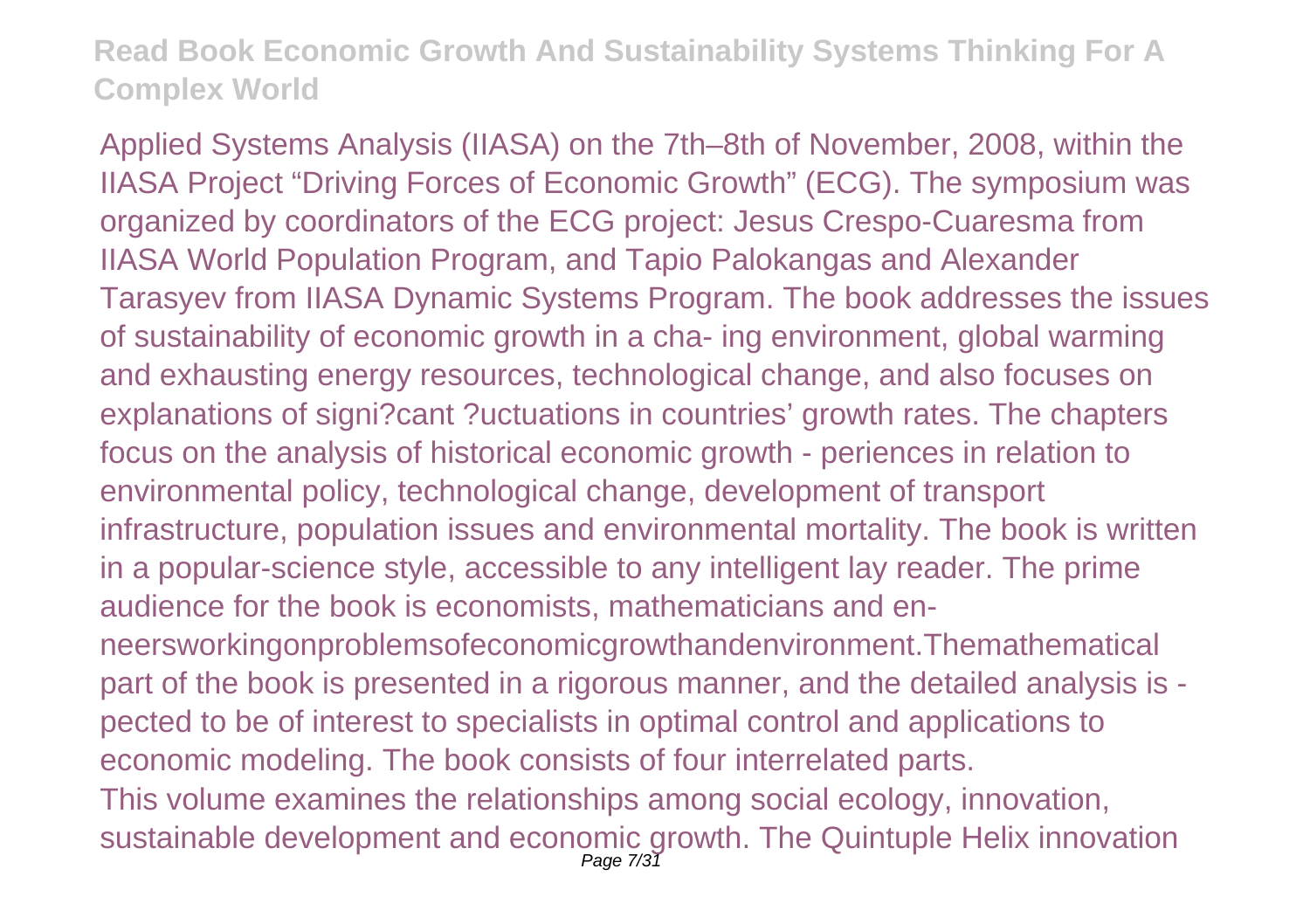Applied Systems Analysis (IIASA) on the 7th–8th of November, 2008, within the IIASA Project "Driving Forces of Economic Growth" (ECG). The symposium was organized by coordinators of the ECG project: Jesus Crespo-Cuaresma from IIASA World Population Program, and Tapio Palokangas and Alexander Tarasyev from IIASA Dynamic Systems Program. The book addresses the issues of sustainability of economic growth in a cha- ing environment, global warming and exhausting energy resources, technological change, and also focuses on explanations of signi?cant ?uctuations in countries' growth rates. The chapters focus on the analysis of historical economic growth - periences in relation to environmental policy, technological change, development of transport infrastructure, population issues and environmental mortality. The book is written in a popular-science style, accessible to any intelligent lay reader. The prime audience for the book is economists, mathematicians and en- neersworkingonproblemsofeconomicgrowthandenvironment.Themathematical part of the book is presented in a rigorous manner, and the detailed analysis is - pected to be of interest to specialists in optimal control and applications to economic modeling. The book consists of four interrelated parts.

This volume examines the relationships among social ecology, innovation, sustainable development and economic growth. The Quintuple Helix innovation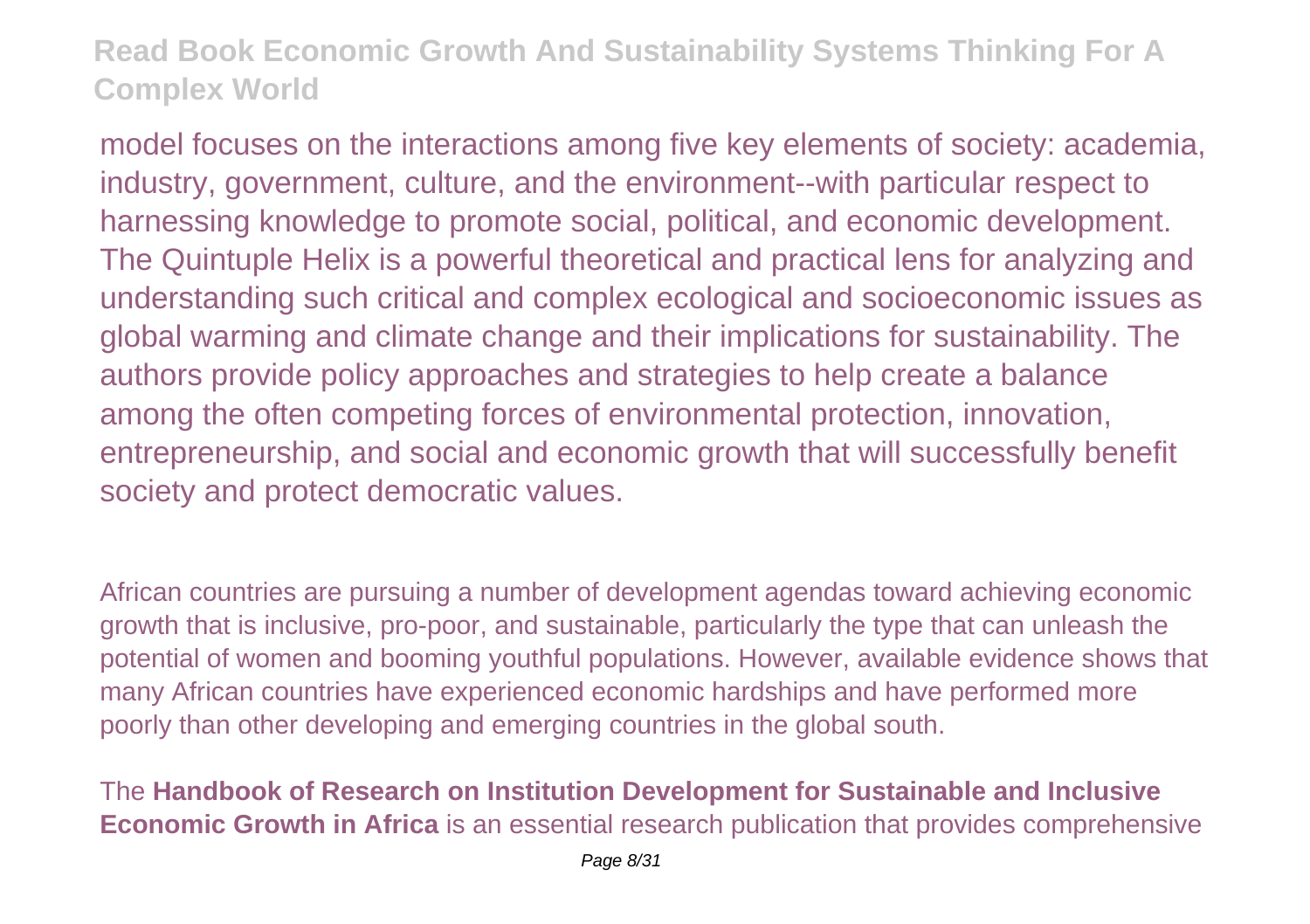model focuses on the interactions among five key elements of society: academia, industry, government, culture, and the environment--with particular respect to harnessing knowledge to promote social, political, and economic development. The Quintuple Helix is a powerful theoretical and practical lens for analyzing and understanding such critical and complex ecological and socioeconomic issues as global warming and climate change and their implications for sustainability. The authors provide policy approaches and strategies to help create a balance among the often competing forces of environmental protection, innovation, entrepreneurship, and social and economic growth that will successfully benefit society and protect democratic values.

African countries are pursuing a number of development agendas toward achieving economic growth that is inclusive, pro-poor, and sustainable, particularly the type that can unleash the potential of women and booming youthful populations. However, available evidence shows that many African countries have experienced economic hardships and have performed more poorly than other developing and emerging countries in the global south.

The **Handbook of Research on Institution Development for Sustainable and Inclusive Economic Growth in Africa** is an essential research publication that provides comprehensive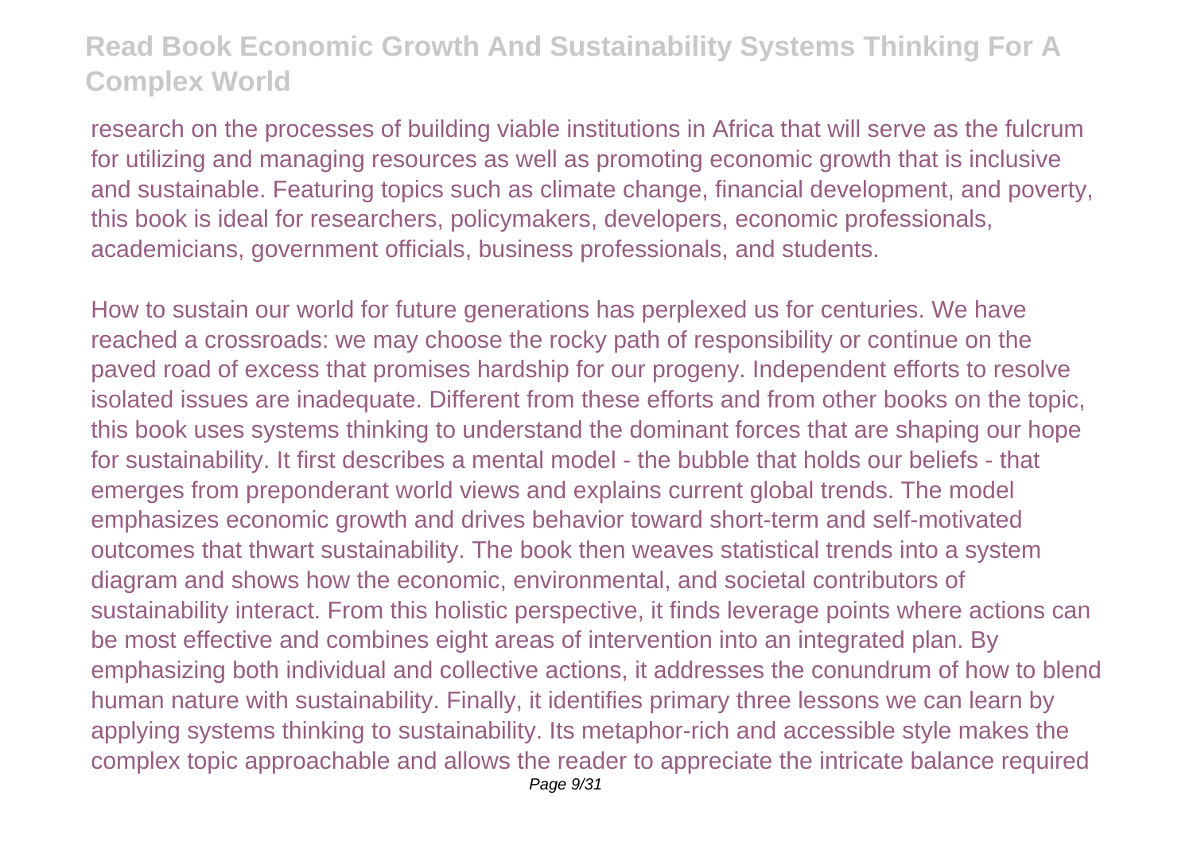research on the processes of building viable institutions in Africa that will serve as the fulcrum for utilizing and managing resources as well as promoting economic growth that is inclusive and sustainable. Featuring topics such as climate change, financial development, and poverty, this book is ideal for researchers, policymakers, developers, economic professionals, academicians, government officials, business professionals, and students.

How to sustain our world for future generations has perplexed us for centuries. We have reached a crossroads: we may choose the rocky path of responsibility or continue on the paved road of excess that promises hardship for our progeny. Independent efforts to resolve isolated issues are inadequate. Different from these efforts and from other books on the topic, this book uses systems thinking to understand the dominant forces that are shaping our hope for sustainability. It first describes a mental model - the bubble that holds our beliefs - that emerges from preponderant world views and explains current global trends. The model emphasizes economic growth and drives behavior toward short-term and self-motivated outcomes that thwart sustainability. The book then weaves statistical trends into a system diagram and shows how the economic, environmental, and societal contributors of sustainability interact. From this holistic perspective, it finds leverage points where actions can be most effective and combines eight areas of intervention into an integrated plan. By emphasizing both individual and collective actions, it addresses the conundrum of how to blend human nature with sustainability. Finally, it identifies primary three lessons we can learn by applying systems thinking to sustainability. Its metaphor-rich and accessible style makes the complex topic approachable and allows the reader to appreciate the intricate balance required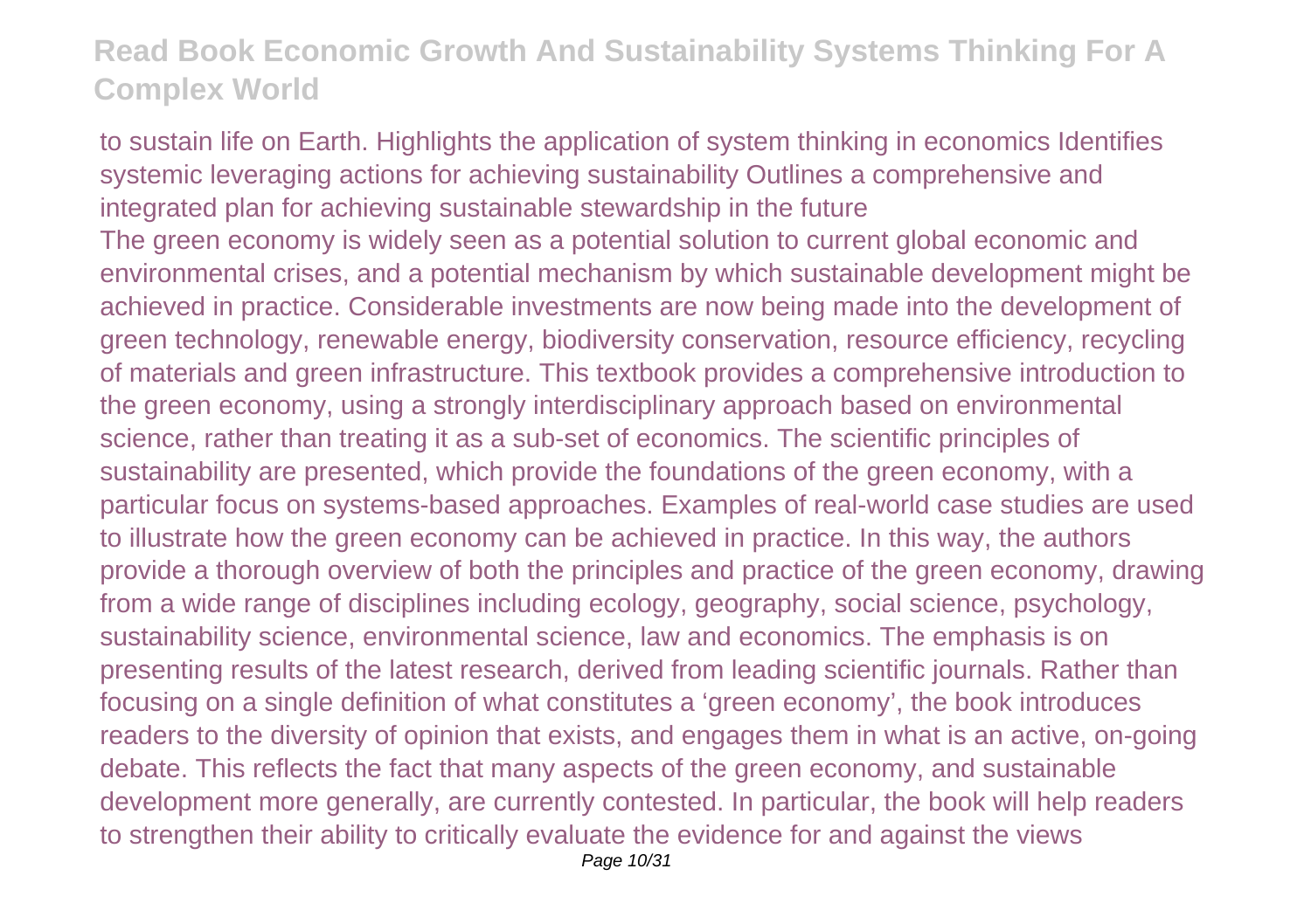to sustain life on Earth. Highlights the application of system thinking in economics Identifies systemic leveraging actions for achieving sustainability Outlines a comprehensive and integrated plan for achieving sustainable stewardship in the future

The green economy is widely seen as a potential solution to current global economic and environmental crises, and a potential mechanism by which sustainable development might be achieved in practice. Considerable investments are now being made into the development of green technology, renewable energy, biodiversity conservation, resource efficiency, recycling of materials and green infrastructure. This textbook provides a comprehensive introduction to the green economy, using a strongly interdisciplinary approach based on environmental science, rather than treating it as a sub-set of economics. The scientific principles of sustainability are presented, which provide the foundations of the green economy, with a particular focus on systems-based approaches. Examples of real-world case studies are used to illustrate how the green economy can be achieved in practice. In this way, the authors provide a thorough overview of both the principles and practice of the green economy, drawing from a wide range of disciplines including ecology, geography, social science, psychology, sustainability science, environmental science, law and economics. The emphasis is on presenting results of the latest research, derived from leading scientific journals. Rather than focusing on a single definition of what constitutes a 'green economy', the book introduces readers to the diversity of opinion that exists, and engages them in what is an active, on-going debate. This reflects the fact that many aspects of the green economy, and sustainable development more generally, are currently contested. In particular, the book will help readers to strengthen their ability to critically evaluate the evidence for and against the views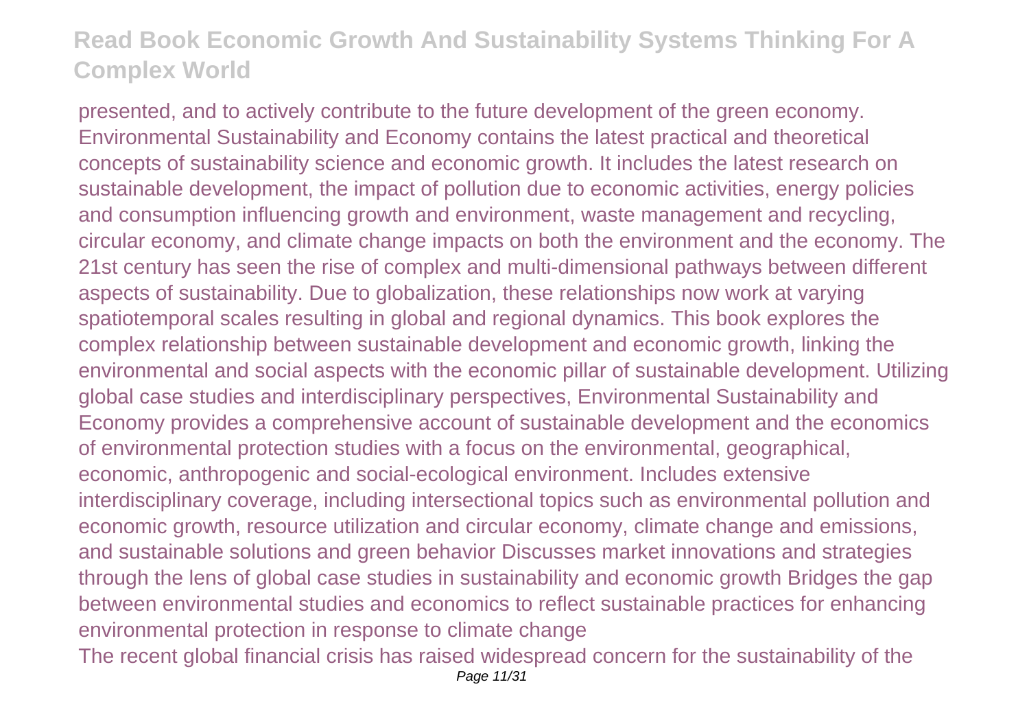presented, and to actively contribute to the future development of the green economy. Environmental Sustainability and Economy contains the latest practical and theoretical concepts of sustainability science and economic growth. It includes the latest research on sustainable development, the impact of pollution due to economic activities, energy policies and consumption influencing growth and environment, waste management and recycling, circular economy, and climate change impacts on both the environment and the economy. The 21st century has seen the rise of complex and multi-dimensional pathways between different aspects of sustainability. Due to globalization, these relationships now work at varying spatiotemporal scales resulting in global and regional dynamics. This book explores the complex relationship between sustainable development and economic growth, linking the environmental and social aspects with the economic pillar of sustainable development. Utilizing global case studies and interdisciplinary perspectives, Environmental Sustainability and Economy provides a comprehensive account of sustainable development and the economics of environmental protection studies with a focus on the environmental, geographical, economic, anthropogenic and social-ecological environment. Includes extensive interdisciplinary coverage, including intersectional topics such as environmental pollution and economic growth, resource utilization and circular economy, climate change and emissions, and sustainable solutions and green behavior Discusses market innovations and strategies through the lens of global case studies in sustainability and economic growth Bridges the gap between environmental studies and economics to reflect sustainable practices for enhancing environmental protection in response to climate change

The recent global financial crisis has raised widespread concern for the sustainability of the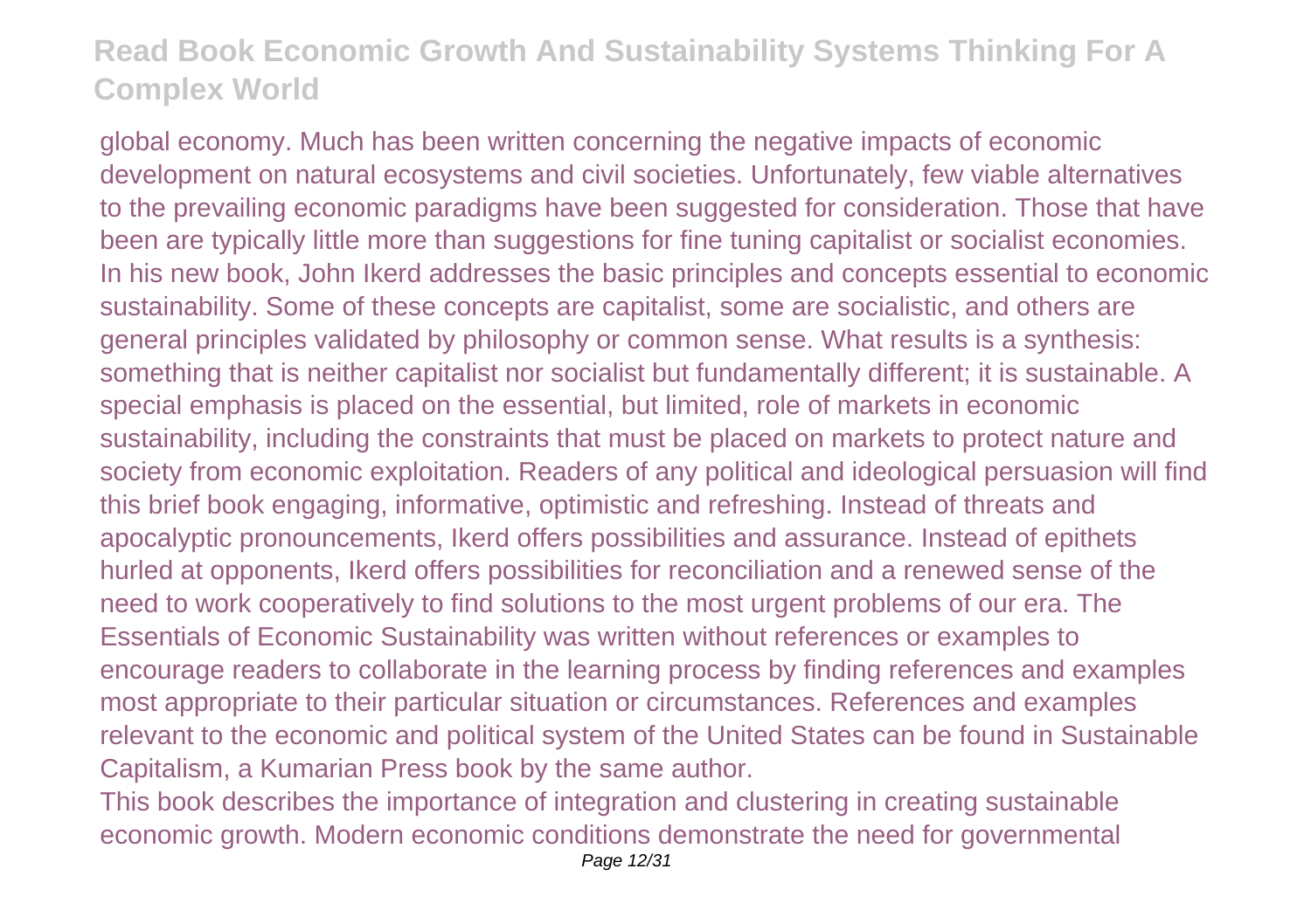global economy. Much has been written concerning the negative impacts of economic development on natural ecosystems and civil societies. Unfortunately, few viable alternatives to the prevailing economic paradigms have been suggested for consideration. Those that have been are typically little more than suggestions for fine tuning capitalist or socialist economies. In his new book, John Ikerd addresses the basic principles and concepts essential to economic sustainability. Some of these concepts are capitalist, some are socialistic, and others are general principles validated by philosophy or common sense. What results is a synthesis: something that is neither capitalist nor socialist but fundamentally different; it is sustainable. A special emphasis is placed on the essential, but limited, role of markets in economic sustainability, including the constraints that must be placed on markets to protect nature and society from economic exploitation. Readers of any political and ideological persuasion will find this brief book engaging, informative, optimistic and refreshing. Instead of threats and apocalyptic pronouncements, Ikerd offers possibilities and assurance. Instead of epithets hurled at opponents, Ikerd offers possibilities for reconciliation and a renewed sense of the need to work cooperatively to find solutions to the most urgent problems of our era. The Essentials of Economic Sustainability was written without references or examples to encourage readers to collaborate in the learning process by finding references and examples most appropriate to their particular situation or circumstances. References and examples relevant to the economic and political system of the United States can be found in Sustainable Capitalism, a Kumarian Press book by the same author.

This book describes the importance of integration and clustering in creating sustainable economic growth. Modern economic conditions demonstrate the need for governmental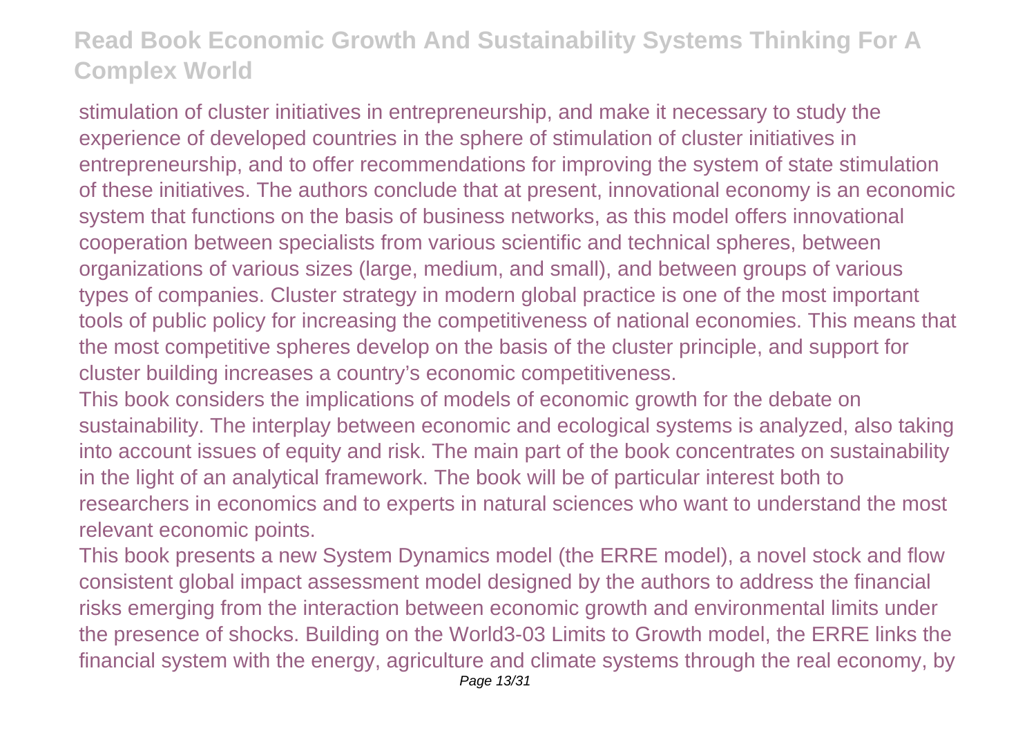stimulation of cluster initiatives in entrepreneurship, and make it necessary to study the experience of developed countries in the sphere of stimulation of cluster initiatives in entrepreneurship, and to offer recommendations for improving the system of state stimulation of these initiatives. The authors conclude that at present, innovational economy is an economic system that functions on the basis of business networks, as this model offers innovational cooperation between specialists from various scientific and technical spheres, between organizations of various sizes (large, medium, and small), and between groups of various types of companies. Cluster strategy in modern global practice is one of the most important tools of public policy for increasing the competitiveness of national economies. This means that the most competitive spheres develop on the basis of the cluster principle, and support for cluster building increases a country's economic competitiveness.

This book considers the implications of models of economic growth for the debate on sustainability. The interplay between economic and ecological systems is analyzed, also taking into account issues of equity and risk. The main part of the book concentrates on sustainability in the light of an analytical framework. The book will be of particular interest both to researchers in economics and to experts in natural sciences who want to understand the most relevant economic points.

This book presents a new System Dynamics model (the ERRE model), a novel stock and flow consistent global impact assessment model designed by the authors to address the financial risks emerging from the interaction between economic growth and environmental limits under the presence of shocks. Building on the World3-03 Limits to Growth model, the ERRE links the financial system with the energy, agriculture and climate systems through the real economy, by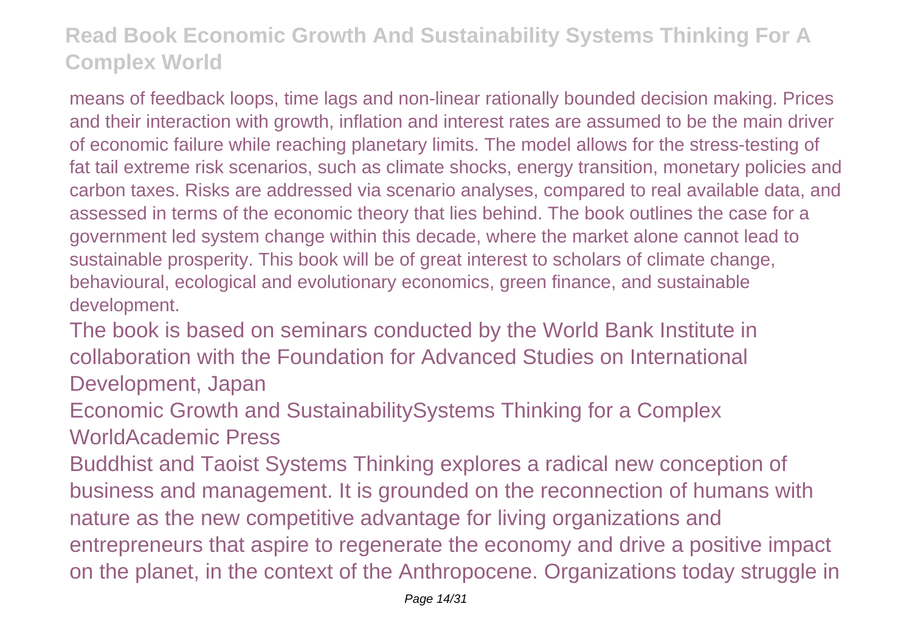means of feedback loops, time lags and non-linear rationally bounded decision making. Prices and their interaction with growth, inflation and interest rates are assumed to be the main driver of economic failure while reaching planetary limits. The model allows for the stress-testing of fat tail extreme risk scenarios, such as climate shocks, energy transition, monetary policies and carbon taxes. Risks are addressed via scenario analyses, compared to real available data, and assessed in terms of the economic theory that lies behind. The book outlines the case for a government led system change within this decade, where the market alone cannot lead to sustainable prosperity. This book will be of great interest to scholars of climate change, behavioural, ecological and evolutionary economics, green finance, and sustainable development.

The book is based on seminars conducted by the World Bank Institute in collaboration with the Foundation for Advanced Studies on International Development, Japan

Economic Growth and SustainabilitySystems Thinking for a Complex WorldAcademic Press

Buddhist and Taoist Systems Thinking explores a radical new conception of business and management. It is grounded on the reconnection of humans with nature as the new competitive advantage for living organizations and entrepreneurs that aspire to regenerate the economy and drive a positive impact on the planet, in the context of the Anthropocene. Organizations today struggle in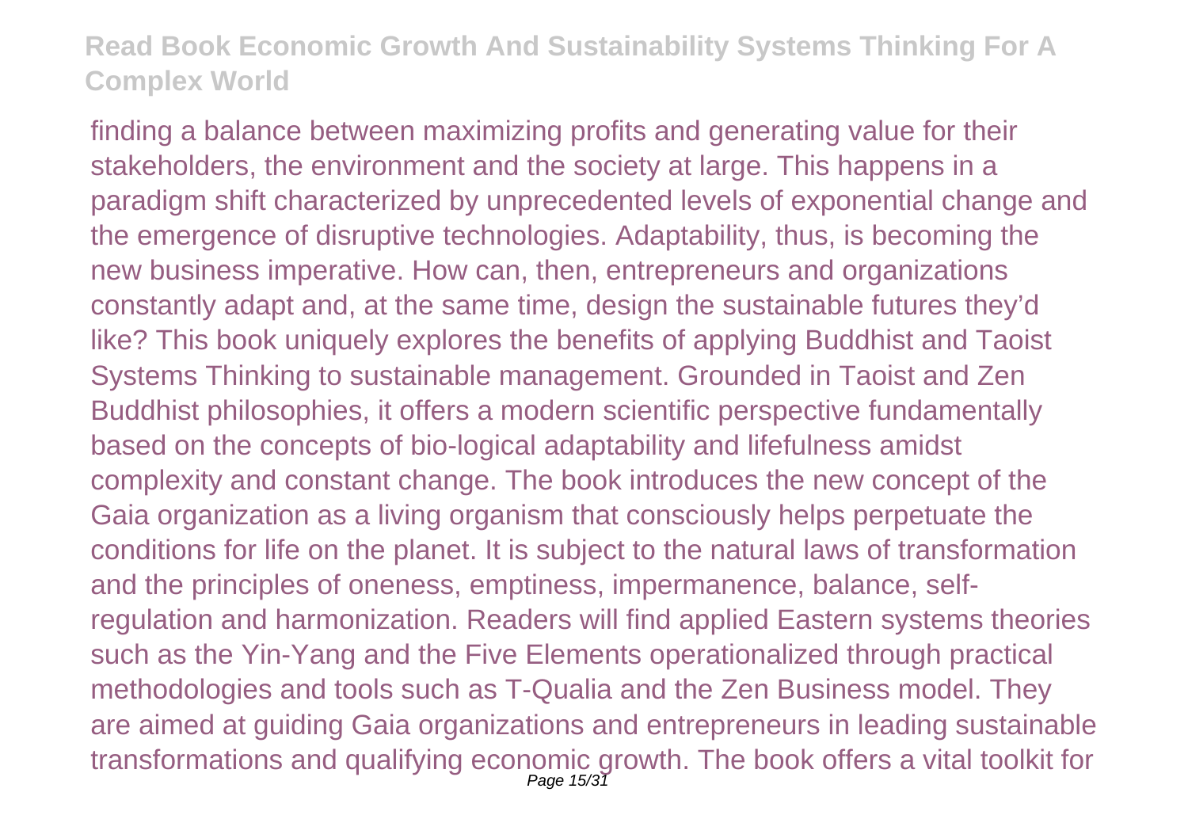finding a balance between maximizing profits and generating value for their stakeholders, the environment and the society at large. This happens in a paradigm shift characterized by unprecedented levels of exponential change and the emergence of disruptive technologies. Adaptability, thus, is becoming the new business imperative. How can, then, entrepreneurs and organizations constantly adapt and, at the same time, design the sustainable futures they'd like? This book uniquely explores the benefits of applying Buddhist and Taoist Systems Thinking to sustainable management. Grounded in Taoist and Zen Buddhist philosophies, it offers a modern scientific perspective fundamentally based on the concepts of bio-logical adaptability and lifefulness amidst complexity and constant change. The book introduces the new concept of the Gaia organization as a living organism that consciously helps perpetuate the conditions for life on the planet. It is subject to the natural laws of transformation and the principles of oneness, emptiness, impermanence, balance, self-regulation and harmonization. Readers will find applied Eastern systems theories such as the Yin-Yang and the Five Elements operationalized through practical methodologies and tools such as T-Qualia and the Zen Business model. They are aimed at guiding Gaia organizations and entrepreneurs in leading sustainable transformations and qualifying economic growth. The book offers a vital toolkit for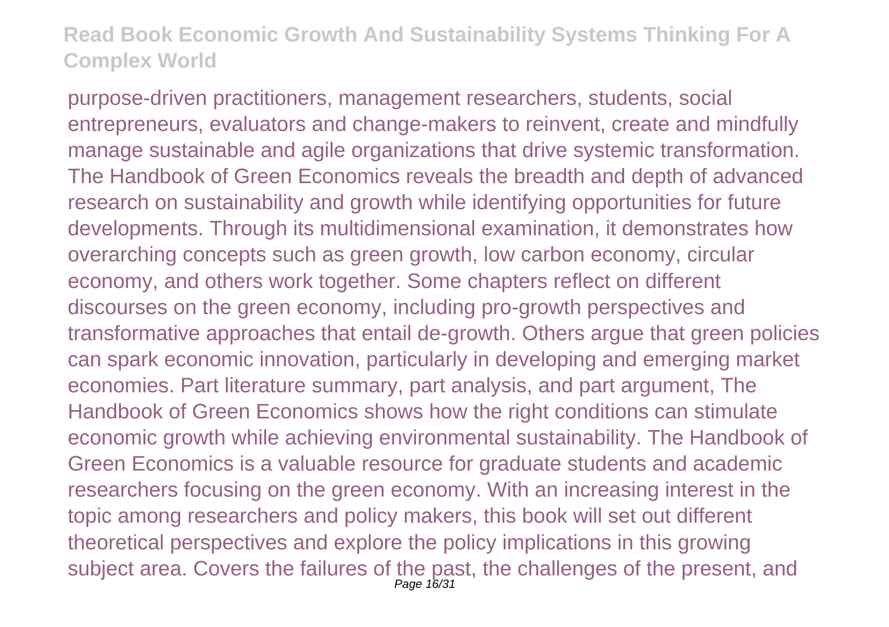purpose-driven practitioners, management researchers, students, social entrepreneurs, evaluators and change-makers to reinvent, create and mindfully manage sustainable and agile organizations that drive systemic transformation. The Handbook of Green Economics reveals the breadth and depth of advanced research on sustainability and growth while identifying opportunities for future developments. Through its multidimensional examination, it demonstrates how overarching concepts such as green growth, low carbon economy, circular economy, and others work together. Some chapters reflect on different discourses on the green economy, including pro-growth perspectives and transformative approaches that entail de-growth. Others argue that green policies can spark economic innovation, particularly in developing and emerging market economies. Part literature summary, part analysis, and part argument, The Handbook of Green Economics shows how the right conditions can stimulate economic growth while achieving environmental sustainability. The Handbook of Green Economics is a valuable resource for graduate students and academic researchers focusing on the green economy. With an increasing interest in the topic among researchers and policy makers, this book will set out different theoretical perspectives and explore the policy implications in this growing subject area. Covers the failures of the past, the challenges of the present, and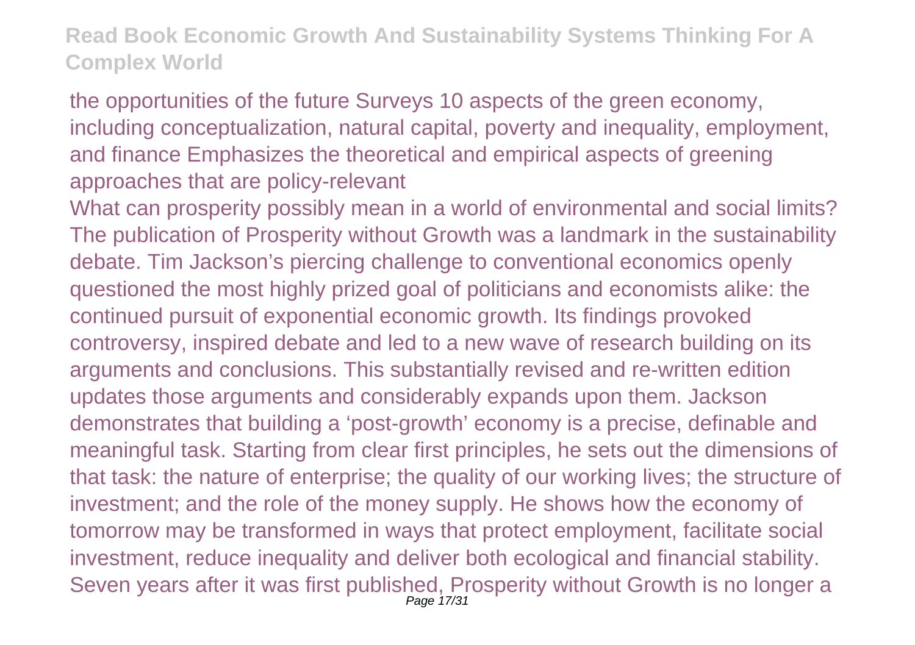the opportunities of the future Surveys 10 aspects of the green economy, including conceptualization, natural capital, poverty and inequality, employment, and finance Emphasizes the theoretical and empirical aspects of greening approaches that are policy-relevant

What can prosperity possibly mean in a world of environmental and social limits? The publication of Prosperity without Growth was a landmark in the sustainability debate. Tim Jackson's piercing challenge to conventional economics openly questioned the most highly prized goal of politicians and economists alike: the continued pursuit of exponential economic growth. Its findings provoked controversy, inspired debate and led to a new wave of research building on its arguments and conclusions. This substantially revised and re-written edition updates those arguments and considerably expands upon them. Jackson demonstrates that building a 'post-growth' economy is a precise, definable and meaningful task. Starting from clear first principles, he sets out the dimensions of that task: the nature of enterprise; the quality of our working lives; the structure of investment; and the role of the money supply. He shows how the economy of tomorrow may be transformed in ways that protect employment, facilitate social investment, reduce inequality and deliver both ecological and financial stability. Seven years after it was first published, Prosperity without Growth is no longer a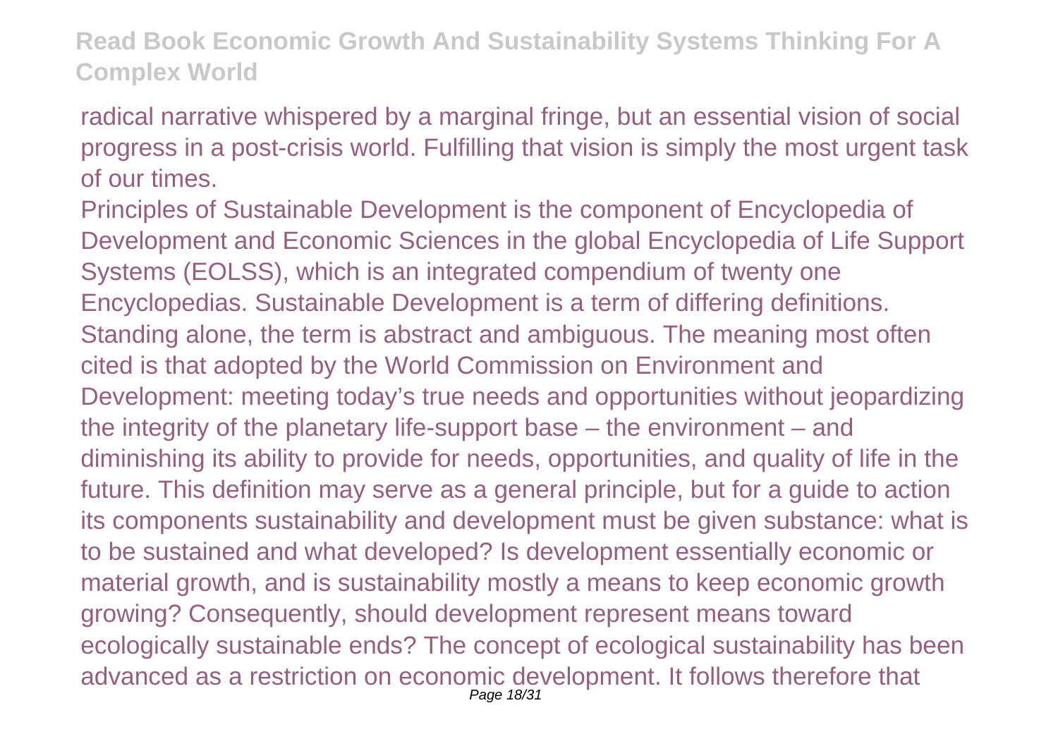radical narrative whispered by a marginal fringe, but an essential vision of social progress in a post-crisis world. Fulfilling that vision is simply the most urgent task of our times.

Principles of Sustainable Development is the component of Encyclopedia of Development and Economic Sciences in the global Encyclopedia of Life Support Systems (EOLSS), which is an integrated compendium of twenty one Encyclopedias. Sustainable Development is a term of differing definitions. Standing alone, the term is abstract and ambiguous. The meaning most often cited is that adopted by the World Commission on Environment and Development: meeting today's true needs and opportunities without jeopardizing the integrity of the planetary life-support base – the environment – and diminishing its ability to provide for needs, opportunities, and quality of life in the future. This definition may serve as a general principle, but for a guide to action its components sustainability and development must be given substance: what is to be sustained and what developed? Is development essentially economic or material growth, and is sustainability mostly a means to keep economic growth growing? Consequently, should development represent means toward ecologically sustainable ends? The concept of ecological sustainability has been advanced as a restriction on economic development. It follows therefore that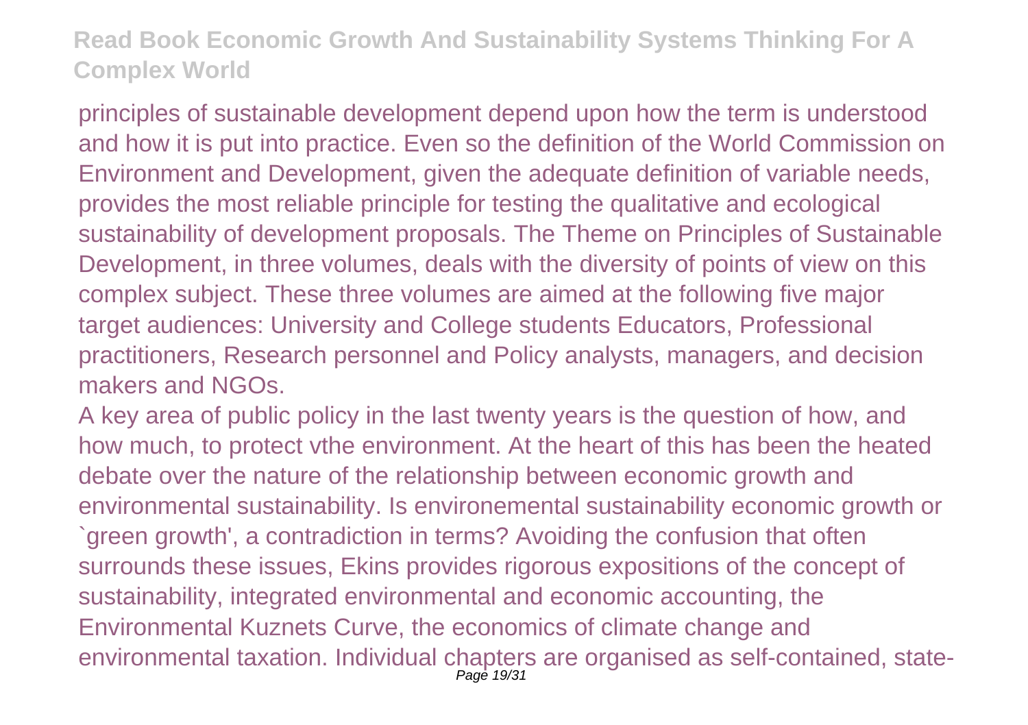principles of sustainable development depend upon how the term is understood and how it is put into practice. Even so the definition of the World Commission on Environment and Development, given the adequate definition of variable needs, provides the most reliable principle for testing the qualitative and ecological sustainability of development proposals. The Theme on Principles of Sustainable Development, in three volumes, deals with the diversity of points of view on this complex subject. These three volumes are aimed at the following five major target audiences: University and College students Educators, Professional practitioners, Research personnel and Policy analysts, managers, and decision makers and NGOs.

A key area of public policy in the last twenty years is the question of how, and how much, to protect vthe environment. At the heart of this has been the heated debate over the nature of the relationship between economic growth and environmental sustainability. Is environemental sustainability economic growth or `green growth', a contradiction in terms? Avoiding the confusion that often surrounds these issues, Ekins provides rigorous expositions of the concept of sustainability, integrated environmental and economic accounting, the Environmental Kuznets Curve, the economics of climate change and environmental taxation. Individual chapters are organised as self-contained, state-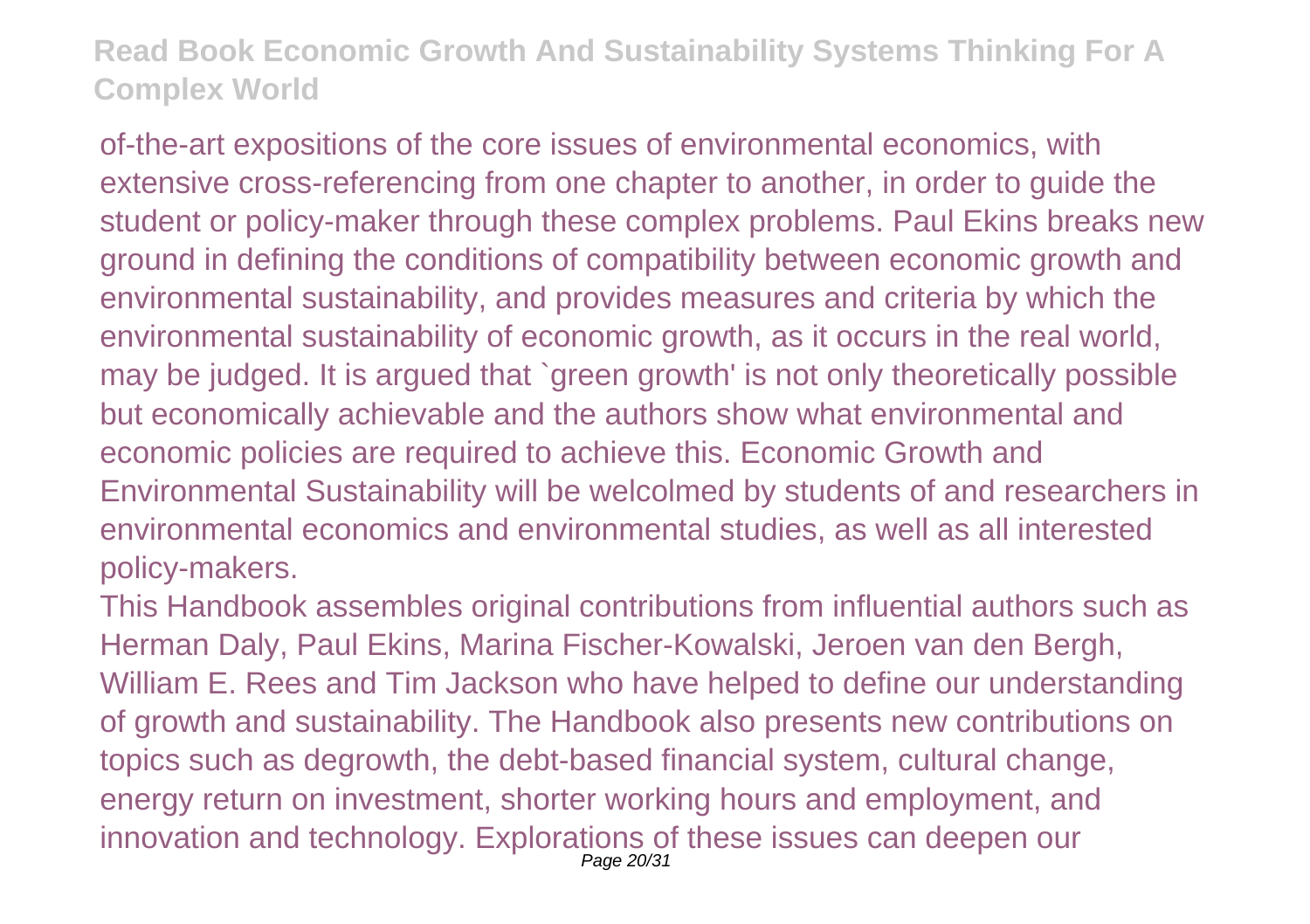of-the-art expositions of the core issues of environmental economics, with extensive cross-referencing from one chapter to another, in order to guide the student or policy-maker through these complex problems. Paul Ekins breaks new ground in defining the conditions of compatibility between economic growth and environmental sustainability, and provides measures and criteria by which the environmental sustainability of economic growth, as it occurs in the real world, may be judged. It is argued that `green growth' is not only theoretically possible but economically achievable and the authors show what environmental and economic policies are required to achieve this. Economic Growth and Environmental Sustainability will be welcolmed by students of and researchers in environmental economics and environmental studies, as well as all interested policy-makers.

This Handbook assembles original contributions from influential authors such as Herman Daly, Paul Ekins, Marina Fischer-Kowalski, Jeroen van den Bergh, William E. Rees and Tim Jackson who have helped to define our understanding of growth and sustainability. The Handbook also presents new contributions on topics such as degrowth, the debt-based financial system, cultural change, energy return on investment, shorter working hours and employment, and innovation and technology. Explorations of these issues can deepen our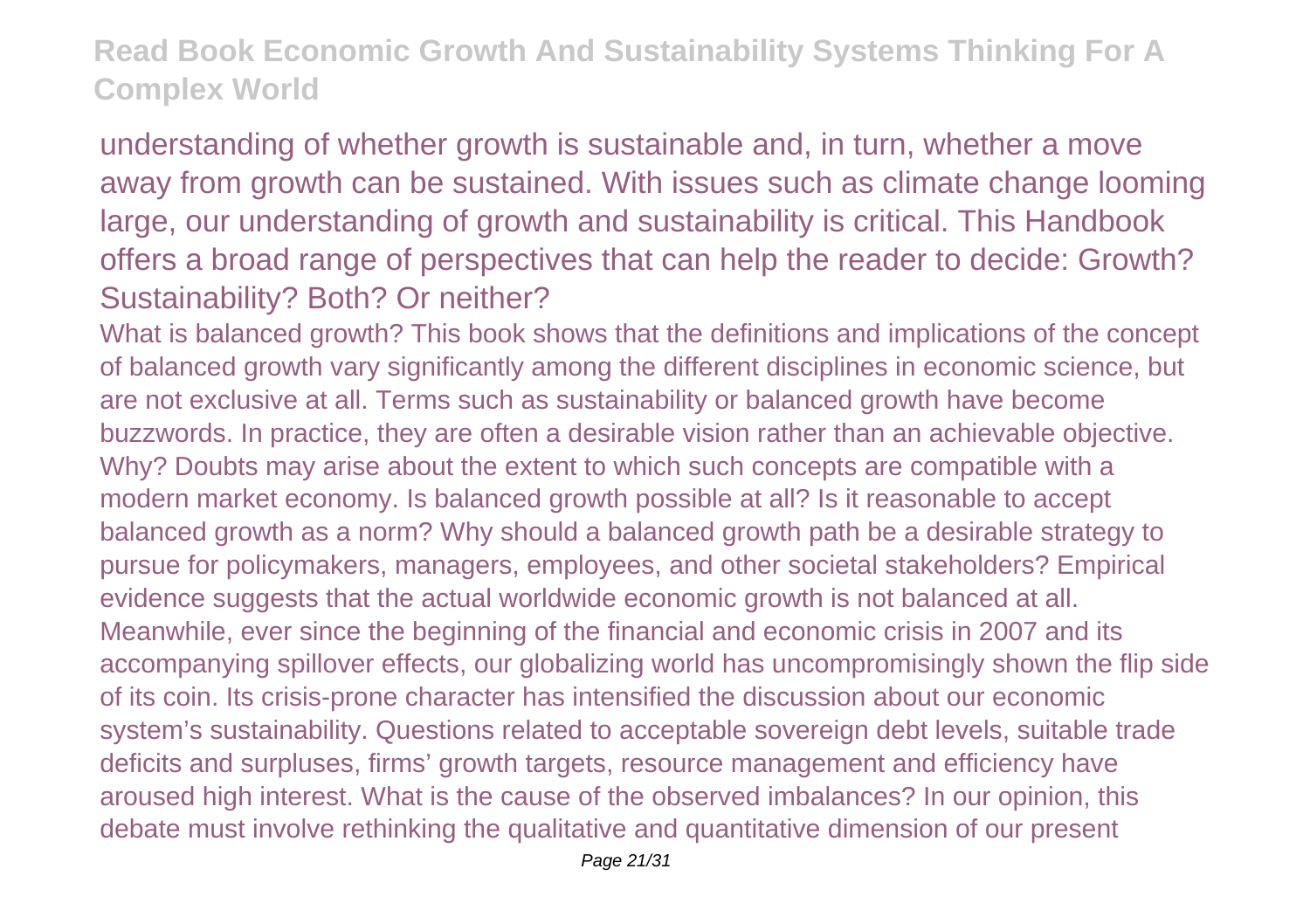understanding of whether growth is sustainable and, in turn, whether a move away from growth can be sustained. With issues such as climate change looming large, our understanding of growth and sustainability is critical. This Handbook offers a broad range of perspectives that can help the reader to decide: Growth? Sustainability? Both? Or neither?

What is balanced growth? This book shows that the definitions and implications of the concept of balanced growth vary significantly among the different disciplines in economic science, but are not exclusive at all. Terms such as sustainability or balanced growth have become buzzwords. In practice, they are often a desirable vision rather than an achievable objective. Why? Doubts may arise about the extent to which such concepts are compatible with a modern market economy. Is balanced growth possible at all? Is it reasonable to accept balanced growth as a norm? Why should a balanced growth path be a desirable strategy to pursue for policymakers, managers, employees, and other societal stakeholders? Empirical evidence suggests that the actual worldwide economic growth is not balanced at all. Meanwhile, ever since the beginning of the financial and economic crisis in 2007 and its accompanying spillover effects, our globalizing world has uncompromisingly shown the flip side of its coin. Its crisis-prone character has intensified the discussion about our economic system's sustainability. Questions related to acceptable sovereign debt levels, suitable trade deficits and surpluses, firms' growth targets, resource management and efficiency have aroused high interest. What is the cause of the observed imbalances? In our opinion, this debate must involve rethinking the qualitative and quantitative dimension of our present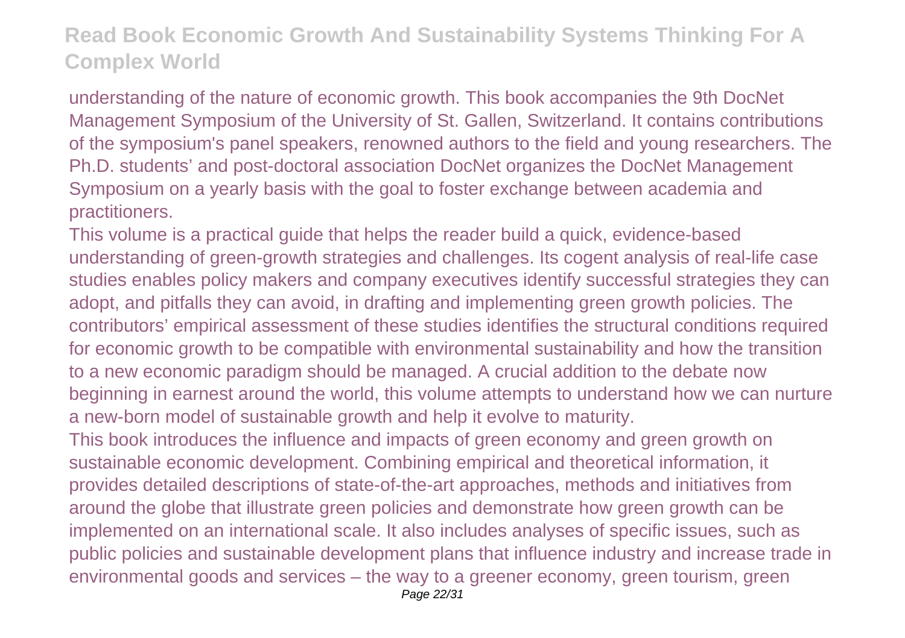understanding of the nature of economic growth. This book accompanies the 9th DocNet Management Symposium of the University of St. Gallen, Switzerland. It contains contributions of the symposium's panel speakers, renowned authors to the field and young researchers. The Ph.D. students' and post-doctoral association DocNet organizes the DocNet Management Symposium on a yearly basis with the goal to foster exchange between academia and practitioners.

This volume is a practical guide that helps the reader build a quick, evidence-based understanding of green-growth strategies and challenges. Its cogent analysis of real-life case studies enables policy makers and company executives identify successful strategies they can adopt, and pitfalls they can avoid, in drafting and implementing green growth policies. The contributors' empirical assessment of these studies identifies the structural conditions required for economic growth to be compatible with environmental sustainability and how the transition to a new economic paradigm should be managed. A crucial addition to the debate now beginning in earnest around the world, this volume attempts to understand how we can nurture a new-born model of sustainable growth and help it evolve to maturity.

This book introduces the influence and impacts of green economy and green growth on sustainable economic development. Combining empirical and theoretical information, it provides detailed descriptions of state-of-the-art approaches, methods and initiatives from around the globe that illustrate green policies and demonstrate how green growth can be implemented on an international scale. It also includes analyses of specific issues, such as public policies and sustainable development plans that influence industry and increase trade in environmental goods and services – the way to a greener economy, green tourism, green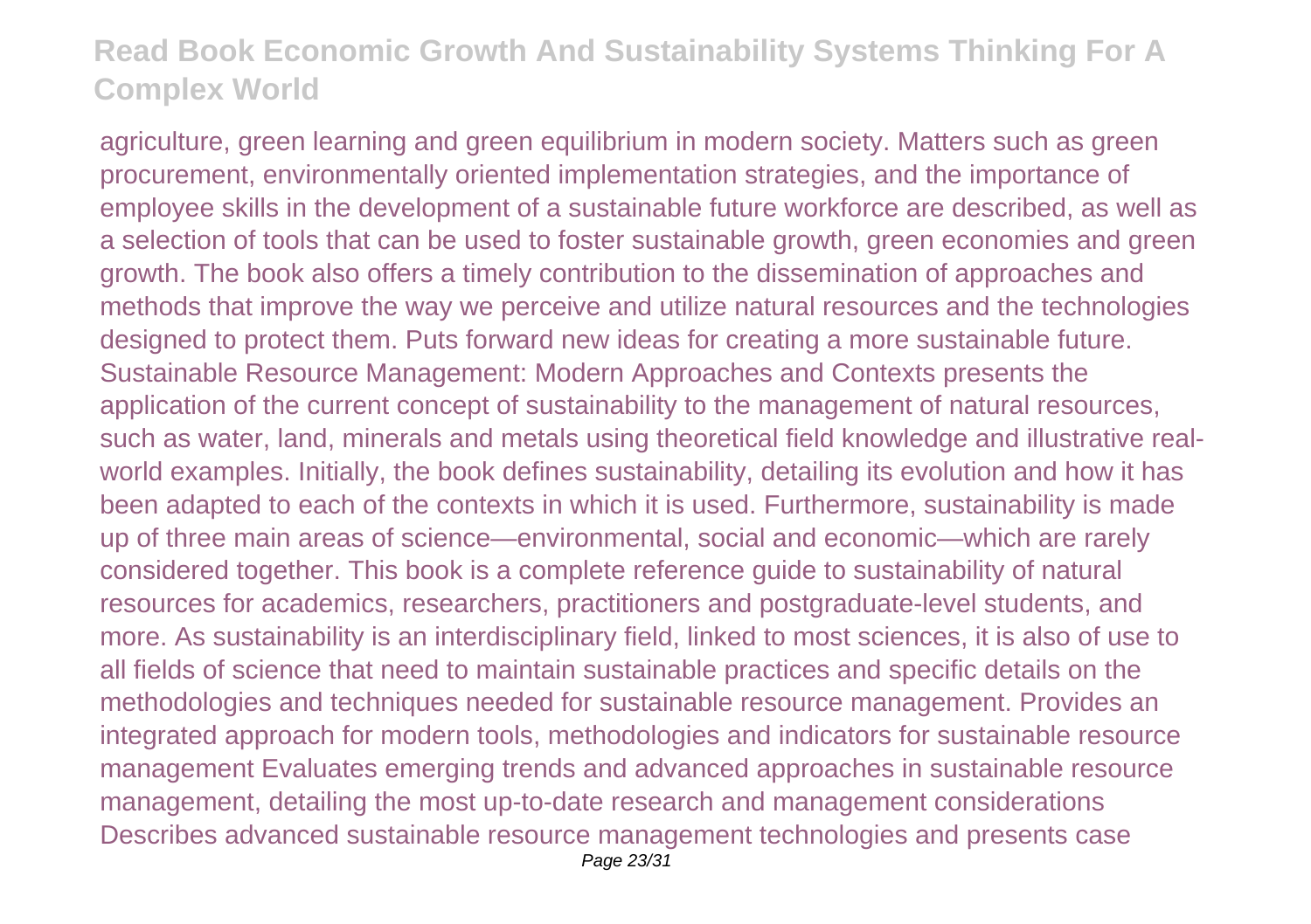agriculture, green learning and green equilibrium in modern society. Matters such as green procurement, environmentally oriented implementation strategies, and the importance of employee skills in the development of a sustainable future workforce are described, as well as a selection of tools that can be used to foster sustainable growth, green economies and green growth. The book also offers a timely contribution to the dissemination of approaches and methods that improve the way we perceive and utilize natural resources and the technologies designed to protect them. Puts forward new ideas for creating a more sustainable future. Sustainable Resource Management: Modern Approaches and Contexts presents the application of the current concept of sustainability to the management of natural resources, such as water, land, minerals and metals using theoretical field knowledge and illustrative real-world examples. Initially, the book defines sustainability, detailing its evolution and how it has been adapted to each of the contexts in which it is used. Furthermore, sustainability is made up of three main areas of science—environmental, social and economic—which are rarely considered together. This book is a complete reference guide to sustainability of natural resources for academics, researchers, practitioners and postgraduate-level students, and more. As sustainability is an interdisciplinary field, linked to most sciences, it is also of use to all fields of science that need to maintain sustainable practices and specific details on the methodologies and techniques needed for sustainable resource management. Provides an integrated approach for modern tools, methodologies and indicators for sustainable resource management Evaluates emerging trends and advanced approaches in sustainable resource management, detailing the most up-to-date research and management considerations Describes advanced sustainable resource management technologies and presents case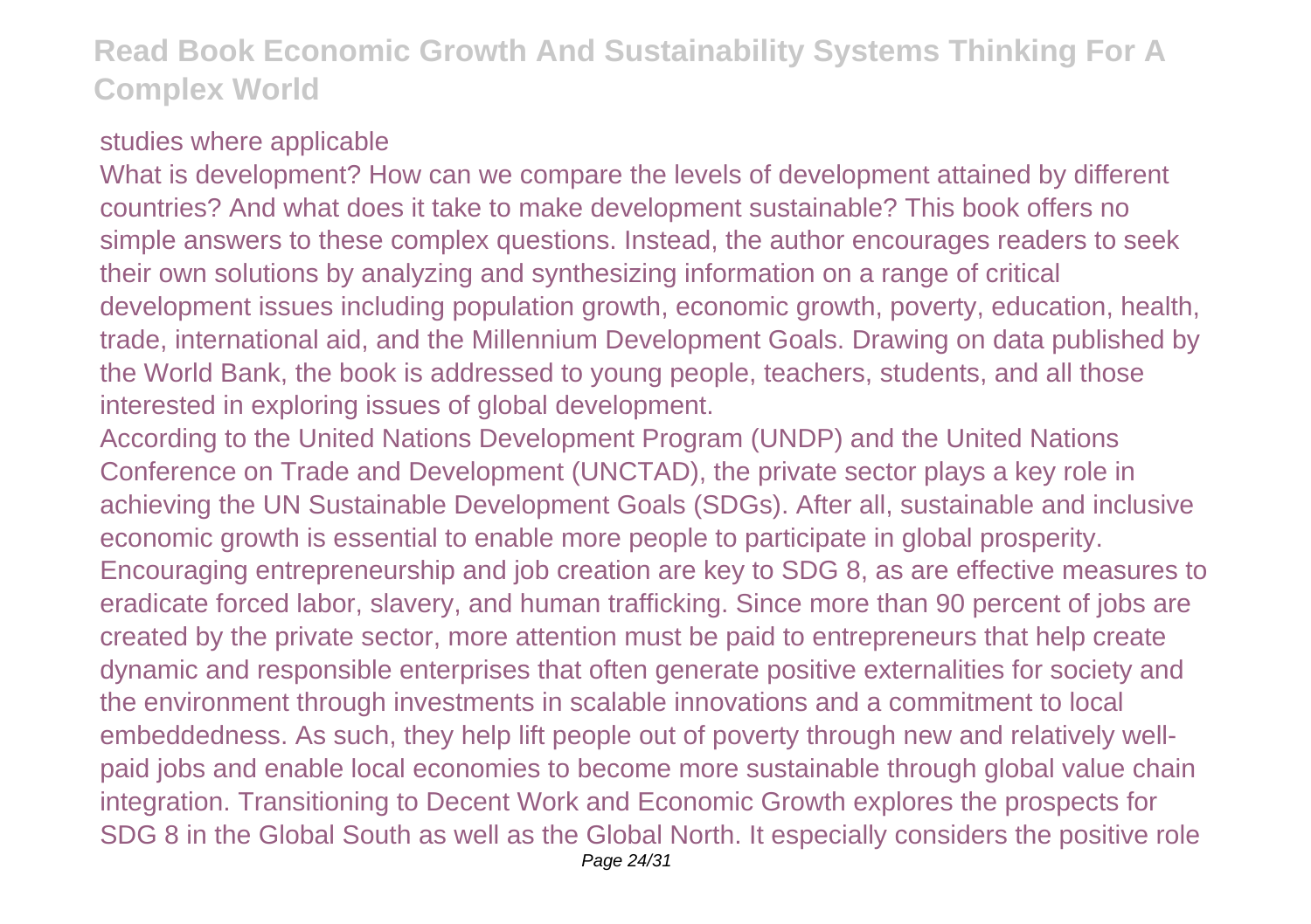studies where applicable

What is development? How can we compare the levels of development attained by different countries? And what does it take to make development sustainable? This book offers no simple answers to these complex questions. Instead, the author encourages readers to seek their own solutions by analyzing and synthesizing information on a range of critical development issues including population growth, economic growth, poverty, education, health, trade, international aid, and the Millennium Development Goals. Drawing on data published by the World Bank, the book is addressed to young people, teachers, students, and all those interested in exploring issues of global development.

According to the United Nations Development Program (UNDP) and the United Nations Conference on Trade and Development (UNCTAD), the private sector plays a key role in achieving the UN Sustainable Development Goals (SDGs). After all, sustainable and inclusive economic growth is essential to enable more people to participate in global prosperity. Encouraging entrepreneurship and job creation are key to SDG 8, as are effective measures to eradicate forced labor, slavery, and human trafficking. Since more than 90 percent of jobs are created by the private sector, more attention must be paid to entrepreneurs that help create dynamic and responsible enterprises that often generate positive externalities for society and the environment through investments in scalable innovations and a commitment to local embeddedness. As such, they help lift people out of poverty through new and relatively well-paid jobs and enable local economies to become more sustainable through global value chain integration. Transitioning to Decent Work and Economic Growth explores the prospects for SDG 8 in the Global South as well as the Global North. It especially considers the positive role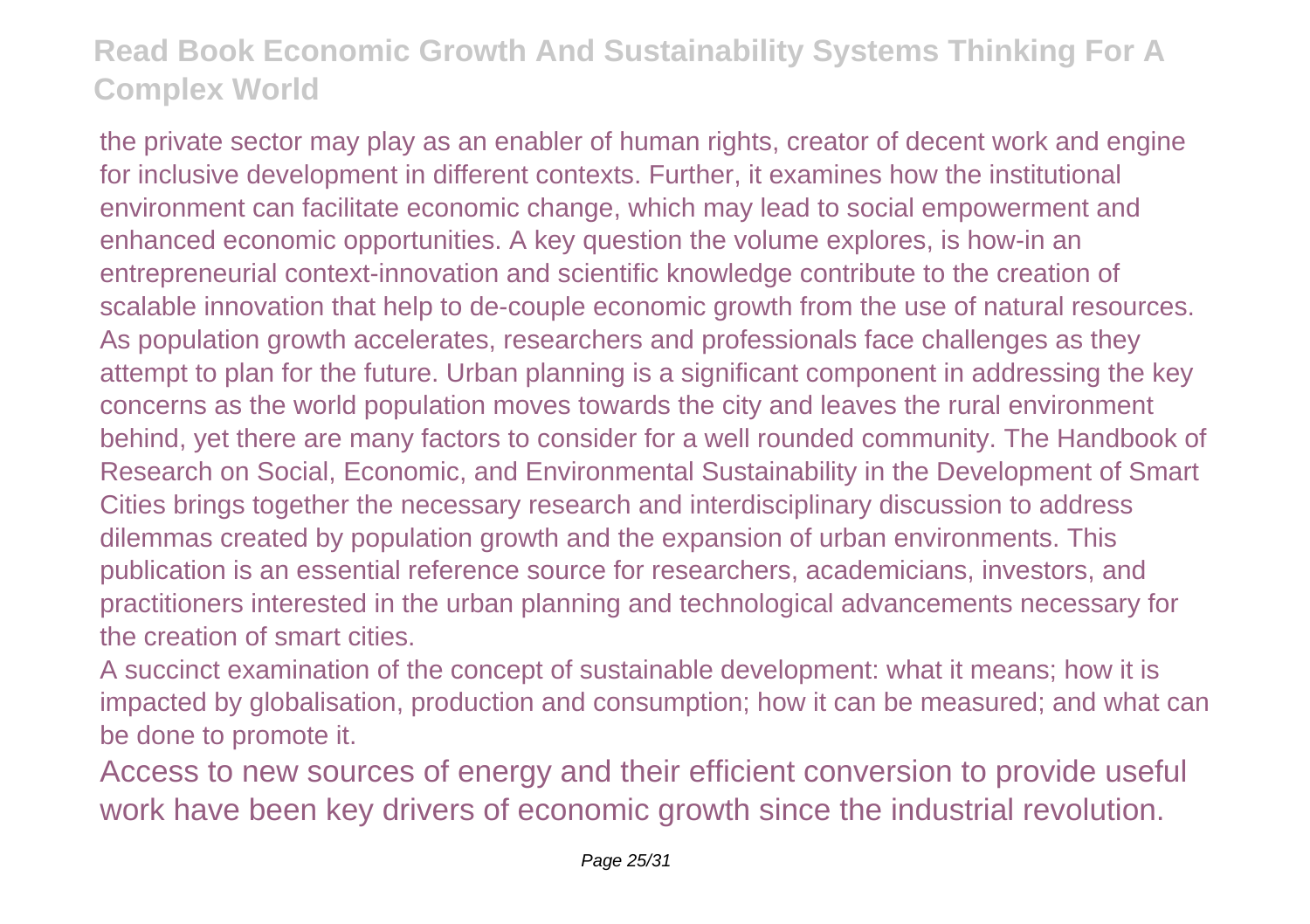the private sector may play as an enabler of human rights, creator of decent work and engine for inclusive development in different contexts. Further, it examines how the institutional environment can facilitate economic change, which may lead to social empowerment and enhanced economic opportunities. A key question the volume explores, is how-in an entrepreneurial context-innovation and scientific knowledge contribute to the creation of scalable innovation that help to de-couple economic growth from the use of natural resources.

As population growth accelerates, researchers and professionals face challenges as they attempt to plan for the future. Urban planning is a significant component in addressing the key concerns as the world population moves towards the city and leaves the rural environment behind, yet there are many factors to consider for a well rounded community. The Handbook of Research on Social, Economic, and Environmental Sustainability in the Development of Smart Cities brings together the necessary research and interdisciplinary discussion to address dilemmas created by population growth and the expansion of urban environments. This publication is an essential reference source for researchers, academicians, investors, and practitioners interested in the urban planning and technological advancements necessary for the creation of smart cities.

A succinct examination of the concept of sustainable development: what it means; how it is impacted by globalisation, production and consumption; how it can be measured; and what can be done to promote it.

Access to new sources of energy and their efficient conversion to provide useful work have been key drivers of economic growth since the industrial revolution.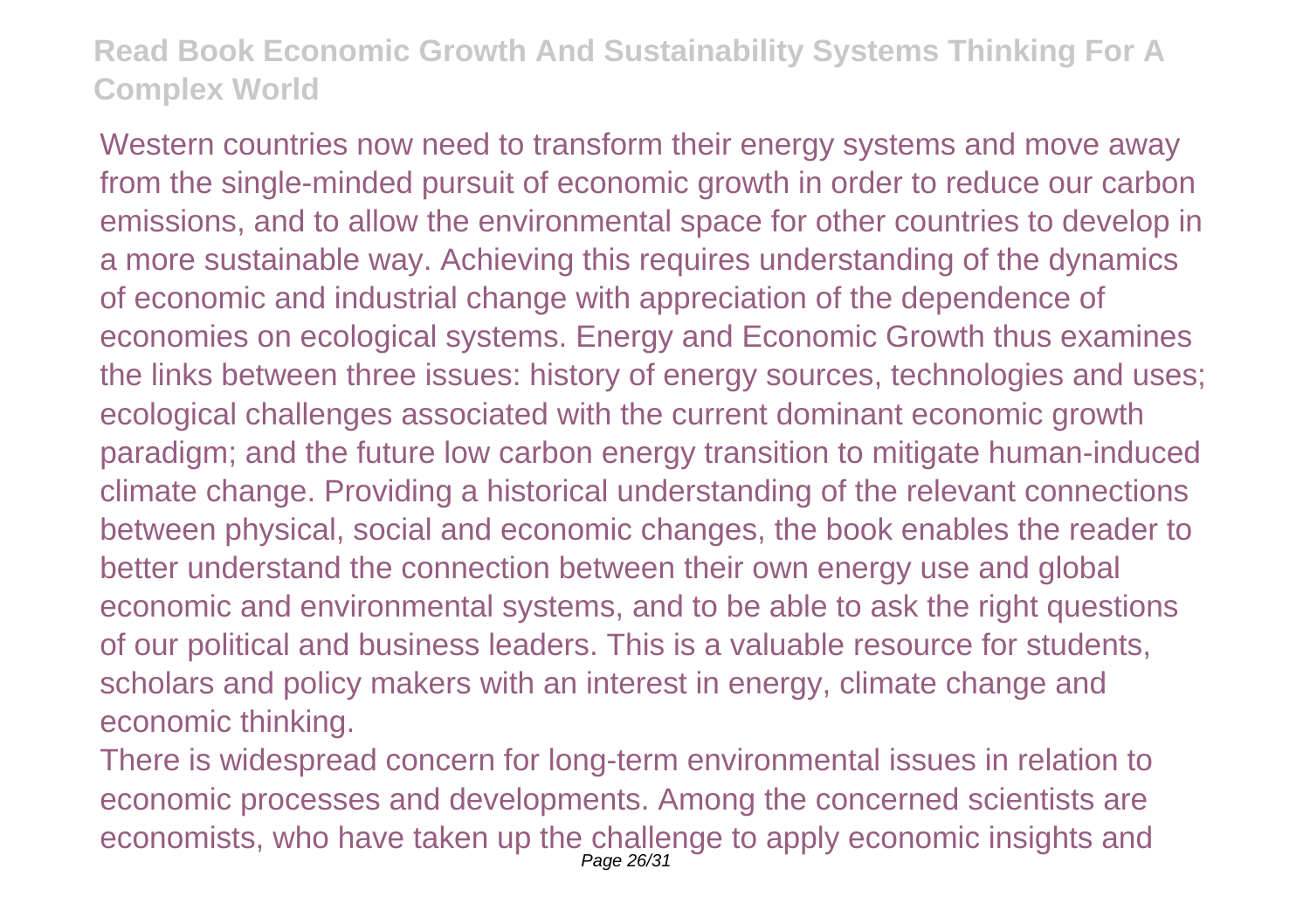Western countries now need to transform their energy systems and move away from the single-minded pursuit of economic growth in order to reduce our carbon emissions, and to allow the environmental space for other countries to develop in a more sustainable way. Achieving this requires understanding of the dynamics of economic and industrial change with appreciation of the dependence of economies on ecological systems. Energy and Economic Growth thus examines the links between three issues: history of energy sources, technologies and uses; ecological challenges associated with the current dominant economic growth paradigm; and the future low carbon energy transition to mitigate human-induced climate change. Providing a historical understanding of the relevant connections between physical, social and economic changes, the book enables the reader to better understand the connection between their own energy use and global economic and environmental systems, and to be able to ask the right questions of our political and business leaders. This is a valuable resource for students, scholars and policy makers with an interest in energy, climate change and economic thinking.

There is widespread concern for long-term environmental issues in relation to economic processes and developments. Among the concerned scientists are economists, who have taken up the challenge to apply economic insights and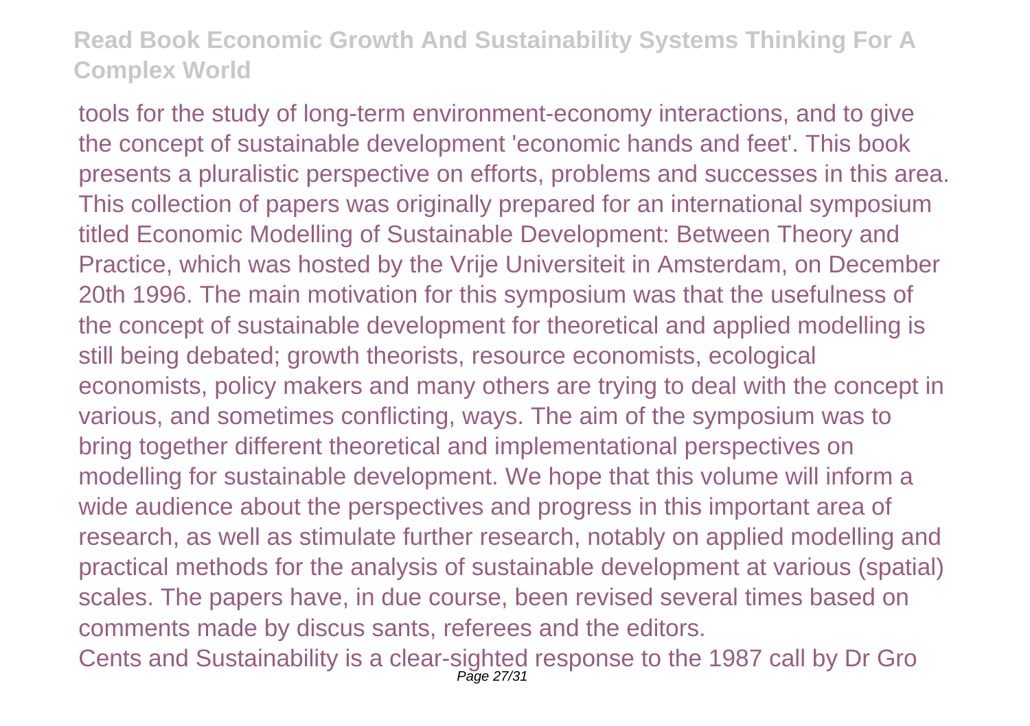tools for the study of long-term environment-economy interactions, and to give the concept of sustainable development 'economic hands and feet'. This book presents a pluralistic perspective on efforts, problems and successes in this area. This collection of papers was originally prepared for an international symposium titled Economic Modelling of Sustainable Development: Between Theory and Practice, which was hosted by the Vrije Universiteit in Amsterdam, on December 20th 1996. The main motivation for this symposium was that the usefulness of the concept of sustainable development for theoretical and applied modelling is still being debated; growth theorists, resource economists, ecological economists, policy makers and many others are trying to deal with the concept in various, and sometimes conflicting, ways. The aim of the symposium was to bring together different theoretical and implementational perspectives on modelling for sustainable development. We hope that this volume will inform a wide audience about the perspectives and progress in this important area of research, as well as stimulate further research, notably on applied modelling and practical methods for the analysis of sustainable development at various (spatial) scales. The papers have, in due course, been revised several times based on comments made by discus sants, referees and the editors.

Cents and Sustainability is a clear-sighted response to the 1987 call by Dr Gro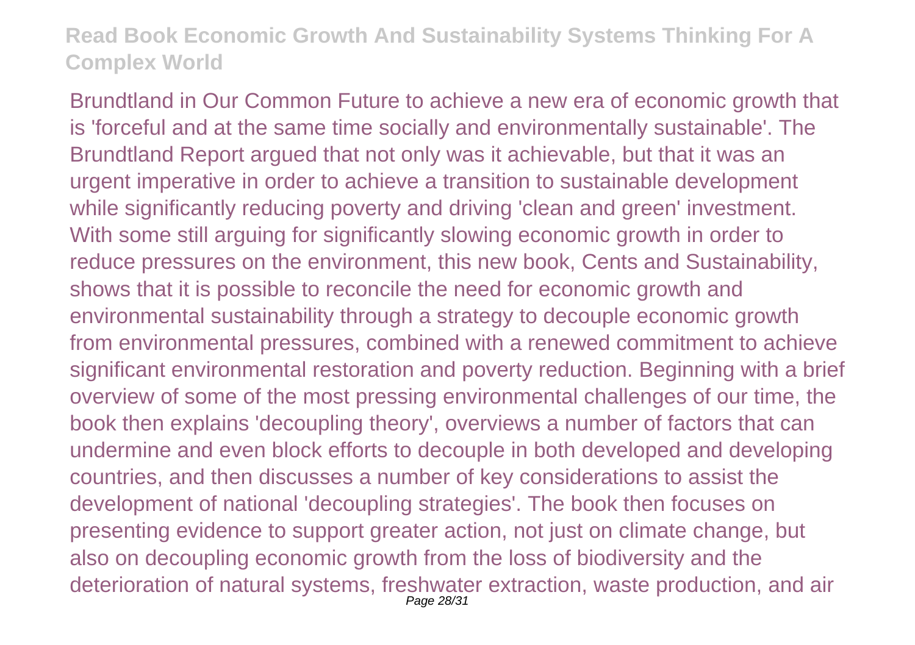Brundtland in Our Common Future to achieve a new era of economic growth that is 'forceful and at the same time socially and environmentally sustainable'. The Brundtland Report argued that not only was it achievable, but that it was an urgent imperative in order to achieve a transition to sustainable development while significantly reducing poverty and driving 'clean and green' investment. With some still arguing for significantly slowing economic growth in order to reduce pressures on the environment, this new book, Cents and Sustainability, shows that it is possible to reconcile the need for economic growth and environmental sustainability through a strategy to decouple economic growth from environmental pressures, combined with a renewed commitment to achieve significant environmental restoration and poverty reduction. Beginning with a brief overview of some of the most pressing environmental challenges of our time, the book then explains 'decoupling theory', overviews a number of factors that can undermine and even block efforts to decouple in both developed and developing countries, and then discusses a number of key considerations to assist the development of national 'decoupling strategies'. The book then focuses on presenting evidence to support greater action, not just on climate change, but also on decoupling economic growth from the loss of biodiversity and the deterioration of natural systems, freshwater extraction, waste production, and air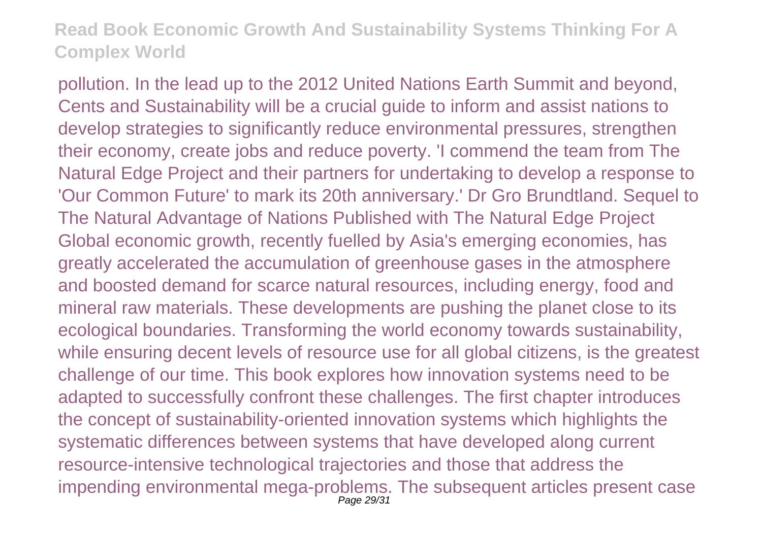pollution. In the lead up to the 2012 United Nations Earth Summit and beyond, Cents and Sustainability will be a crucial guide to inform and assist nations to develop strategies to significantly reduce environmental pressures, strengthen their economy, create jobs and reduce poverty. 'I commend the team from The Natural Edge Project and their partners for undertaking to develop a response to 'Our Common Future' to mark its 20th anniversary.' Dr Gro Brundtland. Sequel to The Natural Advantage of Nations Published with The Natural Edge Project Global economic growth, recently fuelled by Asia's emerging economies, has greatly accelerated the accumulation of greenhouse gases in the atmosphere and boosted demand for scarce natural resources, including energy, food and mineral raw materials. These developments are pushing the planet close to its ecological boundaries. Transforming the world economy towards sustainability, while ensuring decent levels of resource use for all global citizens, is the greatest challenge of our time. This book explores how innovation systems need to be adapted to successfully confront these challenges. The first chapter introduces the concept of sustainability-oriented innovation systems which highlights the systematic differences between systems that have developed along current resource-intensive technological trajectories and those that address the impending environmental mega-problems. The subsequent articles present case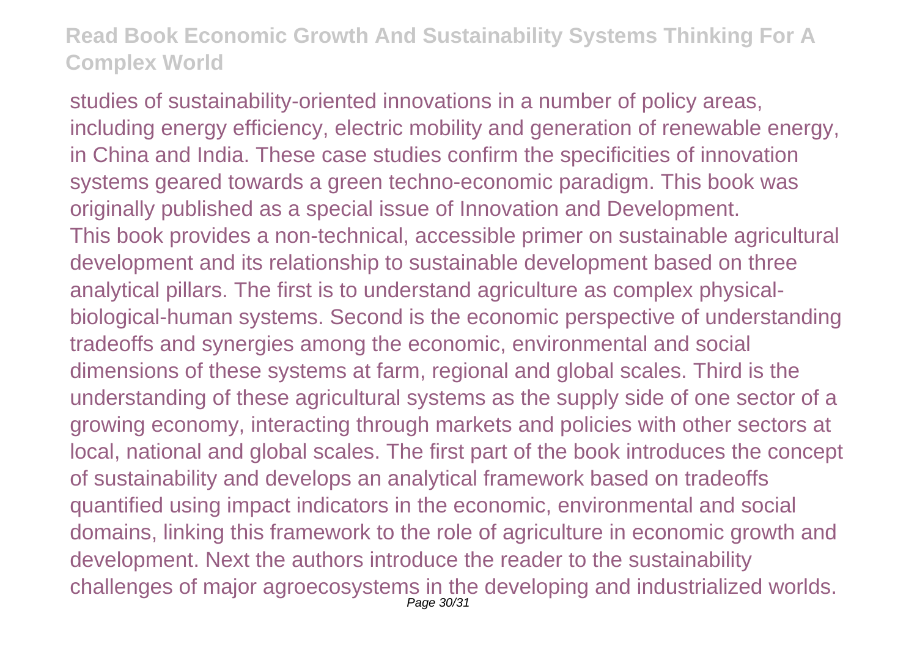studies of sustainability-oriented innovations in a number of policy areas, including energy efficiency, electric mobility and generation of renewable energy, in China and India. These case studies confirm the specificities of innovation systems geared towards a green techno-economic paradigm. This book was originally published as a special issue of Innovation and Development.

This book provides a non-technical, accessible primer on sustainable agricultural development and its relationship to sustainable development based on three analytical pillars. The first is to understand agriculture as complex physical-biological-human systems. Second is the economic perspective of understanding tradeoffs and synergies among the economic, environmental and social dimensions of these systems at farm, regional and global scales. Third is the understanding of these agricultural systems as the supply side of one sector of a growing economy, interacting through markets and policies with other sectors at local, national and global scales. The first part of the book introduces the concept of sustainability and develops an analytical framework based on tradeoffs quantified using impact indicators in the economic, environmental and social domains, linking this framework to the role of agriculture in economic growth and development. Next the authors introduce the reader to the sustainability challenges of major agroecosystems in the developing and industrialized worlds.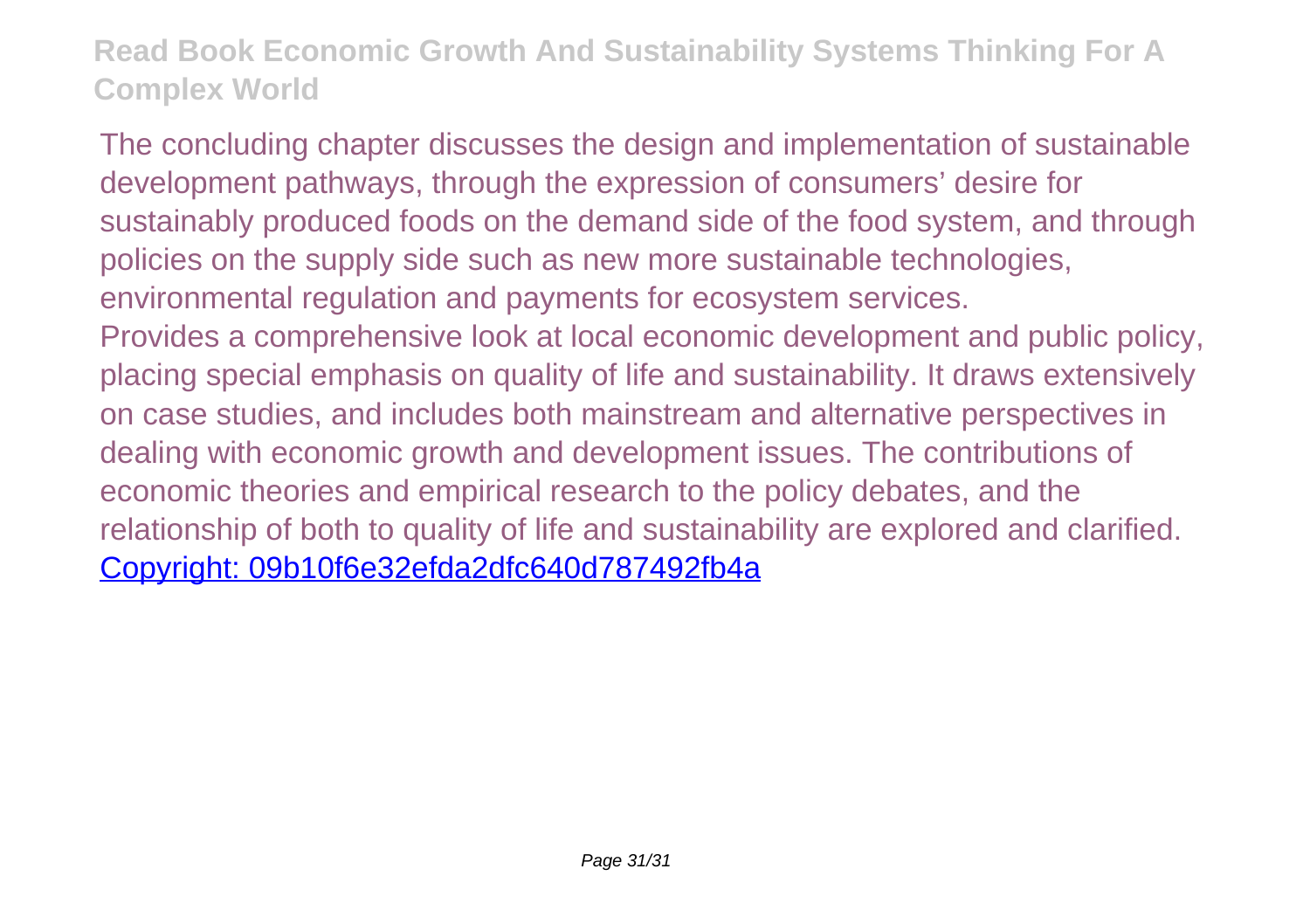The concluding chapter discusses the design and implementation of sustainable development pathways, through the expression of consumers' desire for sustainably produced foods on the demand side of the food system, and through policies on the supply side such as new more sustainable technologies, environmental regulation and payments for ecosystem services.

Provides a comprehensive look at local economic development and public policy, placing special emphasis on quality of life and sustainability. It draws extensively on case studies, and includes both mainstream and alternative perspectives in dealing with economic growth and development issues. The contributions of economic theories and empirical research to the policy debates, and the relationship of both to quality of life and sustainability are explored and clarified.

Copyright: 09b10f6e32efda2dfc640d787492fb4a